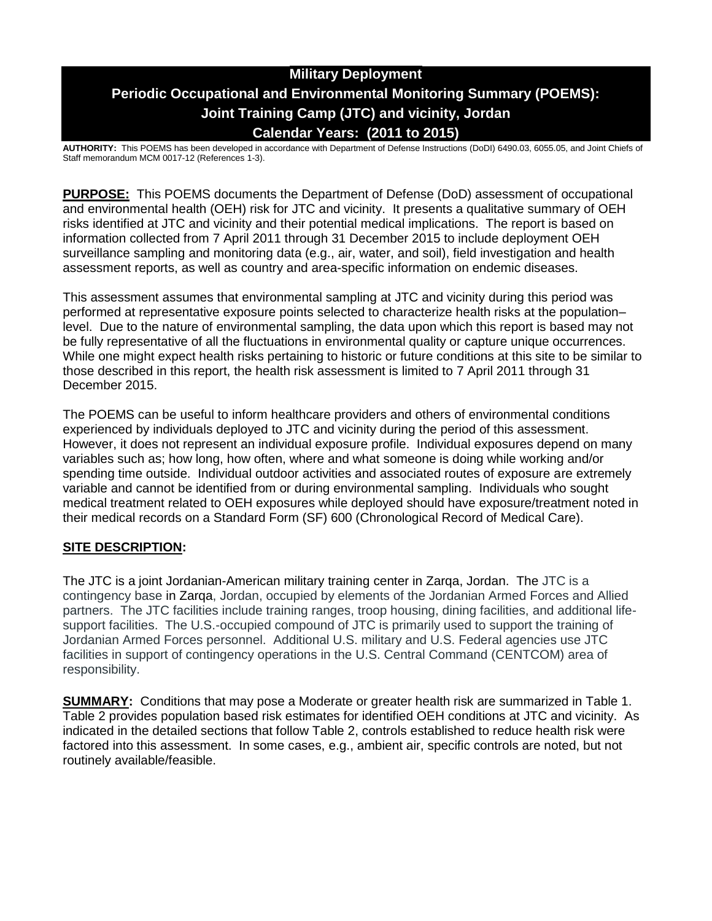# Military Deployment
# Periodic Occupational and Environmental Monitoring Summary (POEMS): Joint Training Camp (JTC) and vicinity, Jordan
# Calendar Years: (2011 to 2015)

**AUTHORITY:** This POEMS has been developed in accordance with Department of Defense Instructions (DoDI) 6490.03, 6055.05, and Joint Chiefs of Staff memorandum MCM 0017-12 (References 1-3).

**PURPOSE:** This POEMS documents the Department of Defense (DoD) assessment of occupational and environmental health (OEH) risk for JTC and vicinity. It presents a qualitative summary of OEH risks identified at JTC and vicinity and their potential medical implications. The report is based on information collected from 7 April 2011 through 31 December 2015 to include deployment OEH surveillance sampling and monitoring data (e.g., air, water, and soil), field investigation and health assessment reports, as well as country and area-specific information on endemic diseases.

This assessment assumes that environmental sampling at JTC and vicinity during this period was performed at representative exposure points selected to characterize health risks at the population–level. Due to the nature of environmental sampling, the data upon which this report is based may not be fully representative of all the fluctuations in environmental quality or capture unique occurrences. While one might expect health risks pertaining to historic or future conditions at this site to be similar to those described in this report, the health risk assessment is limited to 7 April 2011 through 31 December 2015.

The POEMS can be useful to inform healthcare providers and others of environmental conditions experienced by individuals deployed to JTC and vicinity during the period of this assessment. However, it does not represent an individual exposure profile. Individual exposures depend on many variables such as; how long, how often, where and what someone is doing while working and/or spending time outside. Individual outdoor activities and associated routes of exposure are extremely variable and cannot be identified from or during environmental sampling. Individuals who sought medical treatment related to OEH exposures while deployed should have exposure/treatment noted in their medical records on a Standard Form (SF) 600 (Chronological Record of Medical Care).

**SITE DESCRIPTION:**

The JTC is a joint Jordanian-American military training center in Zarqa, Jordan. The JTC is a contingency base in Zarqa, Jordan, occupied by elements of the Jordanian Armed Forces and Allied partners. The JTC facilities include training ranges, troop housing, dining facilities, and additional life-support facilities. The U.S.-occupied compound of JTC is primarily used to support the training of Jordanian Armed Forces personnel. Additional U.S. military and U.S. Federal agencies use JTC facilities in support of contingency operations in the U.S. Central Command (CENTCOM) area of responsibility.

**SUMMARY:** Conditions that may pose a Moderate or greater health risk are summarized in Table 1. Table 2 provides population based risk estimates for identified OEH conditions at JTC and vicinity. As indicated in the detailed sections that follow Table 2, controls established to reduce health risk were factored into this assessment. In some cases, e.g., ambient air, specific controls are noted, but not routinely available/feasible.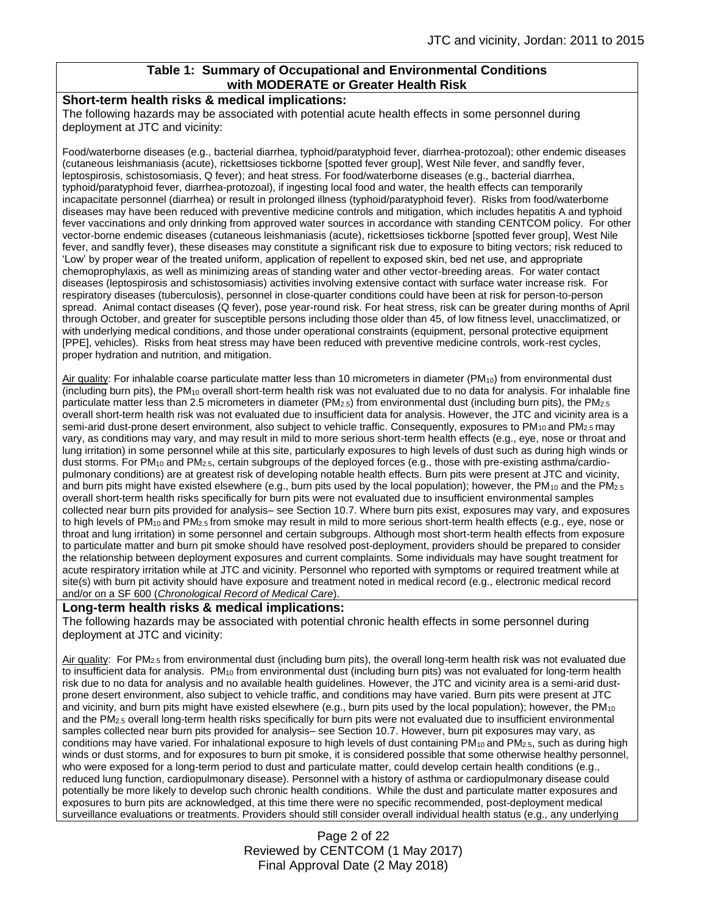**Table 1: Summary of Occupational and Environmental Conditions with MODERATE or Greater Health Risk**

**Short-term health risks & medical implications:**

The following hazards may be associated with potential acute health effects in some personnel during deployment at JTC and vicinity:

Food/waterborne diseases (e.g., bacterial diarrhea, typhoid/paratyphoid fever, diarrhea-protozoal); other endemic diseases (cutaneous leishmaniasis (acute), rickettsioses tickborne [spotted fever group], West Nile fever, and sandfly fever, leptospirosis, schistosomiasis, Q fever); and heat stress. For food/waterborne diseases (e.g., bacterial diarrhea, typhoid/paratyphoid fever, diarrhea-protozoal), if ingesting local food and water, the health effects can temporarily incapacitate personnel (diarrhea) or result in prolonged illness (typhoid/paratyphoid fever). Risks from food/waterborne diseases may have been reduced with preventive medicine controls and mitigation, which includes hepatitis A and typhoid fever vaccinations and only drinking from approved water sources in accordance with standing CENTCOM policy. For other vector-borne endemic diseases (cutaneous leishmaniasis (acute), rickettsioses tickborne [spotted fever group], West Nile fever, and sandfly fever), these diseases may constitute a significant risk due to exposure to biting vectors; risk reduced to 'Low' by proper wear of the treated uniform, application of repellent to exposed skin, bed net use, and appropriate chemoprophylaxis, as well as minimizing areas of standing water and other vector-breeding areas. For water contact diseases (leptospirosis and schistosomiasis) activities involving extensive contact with surface water increase risk. For respiratory diseases (tuberculosis), personnel in close-quarter conditions could have been at risk for person-to-person spread. Animal contact diseases (Q fever), pose year-round risk. For heat stress, risk can be greater during months of April through October, and greater for susceptible persons including those older than 45, of low fitness level, unacclimatized, or with underlying medical conditions, and those under operational constraints (equipment, personal protective equipment [PPE], vehicles). Risks from heat stress may have been reduced with preventive medicine controls, work-rest cycles, proper hydration and nutrition, and mitigation.

Air quality: For inhalable coarse particulate matter less than 10 micrometers in diameter ($PM_{10}$) from environmental dust (including burn pits), the $PM_{10}$ overall short-term health risk was not evaluated due to no data for analysis. For inhalable fine particulate matter less than 2.5 micrometers in diameter ($PM_{2.5}$) from environmental dust (including burn pits), the $PM_{2.5}$ overall short-term health risk was not evaluated due to insufficient data for analysis. However, the JTC and vicinity area is a semi-arid dust-prone desert environment, also subject to vehicle traffic. Consequently, exposures to $PM_{10}$ and $PM_{2.5}$ may vary, as conditions may vary, and may result in mild to more serious short-term health effects (e.g., eye, nose or throat and lung irritation) in some personnel while at this site, particularly exposures to high levels of dust such as during high winds or dust storms. For $PM_{10}$ and $PM_{2.5}$, certain subgroups of the deployed forces (e.g., those with pre-existing asthma/cardio-pulmonary conditions) are at greatest risk of developing notable health effects. Burn pits were present at JTC and vicinity, and burn pits might have existed elsewhere (e.g., burn pits used by the local population); however, the $PM_{10}$ and the $PM_{2.5}$ overall short-term health risks specifically for burn pits were not evaluated due to insufficient environmental samples collected near burn pits provided for analysis– see Section 10.7. Where burn pits exist, exposures may vary, and exposures to high levels of $PM_{10}$ and $PM_{2.5}$ from smoke may result in mild to more serious short-term health effects (e.g., eye, nose or throat and lung irritation) in some personnel and certain subgroups. Although most short-term health effects from exposure to particulate matter and burn pit smoke should have resolved post-deployment, providers should be prepared to consider the relationship between deployment exposures and current complaints. Some individuals may have sought treatment for acute respiratory irritation while at JTC and vicinity. Personnel who reported with symptoms or required treatment while at site(s) with burn pit activity should have exposure and treatment noted in medical record (e.g., electronic medical record and/or on a SF 600 (*Chronological Record of Medical Care*).

**Long-term health risks & medical implications:**

The following hazards may be associated with potential chronic health effects in some personnel during deployment at JTC and vicinity:

Air quality: For $PM_{2.5}$ from environmental dust (including burn pits), the overall long-term health risk was not evaluated due to insufficient data for analysis. $PM_{10}$ from environmental dust (including burn pits) was not evaluated for long-term health risk due to no data for analysis and no available health guidelines. However, the JTC and vicinity area is a semi-arid dust-prone desert environment, also subject to vehicle traffic, and conditions may have varied. Burn pits were present at JTC and vicinity, and burn pits might have existed elsewhere (e.g., burn pits used by the local population); however, the $PM_{10}$ and the $PM_{2.5}$ overall long-term health risks specifically for burn pits were not evaluated due to insufficient environmental samples collected near burn pits provided for analysis– see Section 10.7. However, burn pit exposures may vary, as conditions may have varied. For inhalational exposure to high levels of dust containing $PM_{10}$ and $PM_{2.5}$, such as during high winds or dust storms, and for exposures to burn pit smoke, it is considered possible that some otherwise healthy personnel, who were exposed for a long-term period to dust and particulate matter, could develop certain health conditions (e.g., reduced lung function, cardiopulmonary disease). Personnel with a history of asthma or cardiopulmonary disease could potentially be more likely to develop such chronic health conditions. While the dust and particulate matter exposures and exposures to burn pits are acknowledged, at this time there were no specific recommended, post-deployment medical surveillance evaluations or treatments. Providers should still consider overall individual health status (e.g., any underlying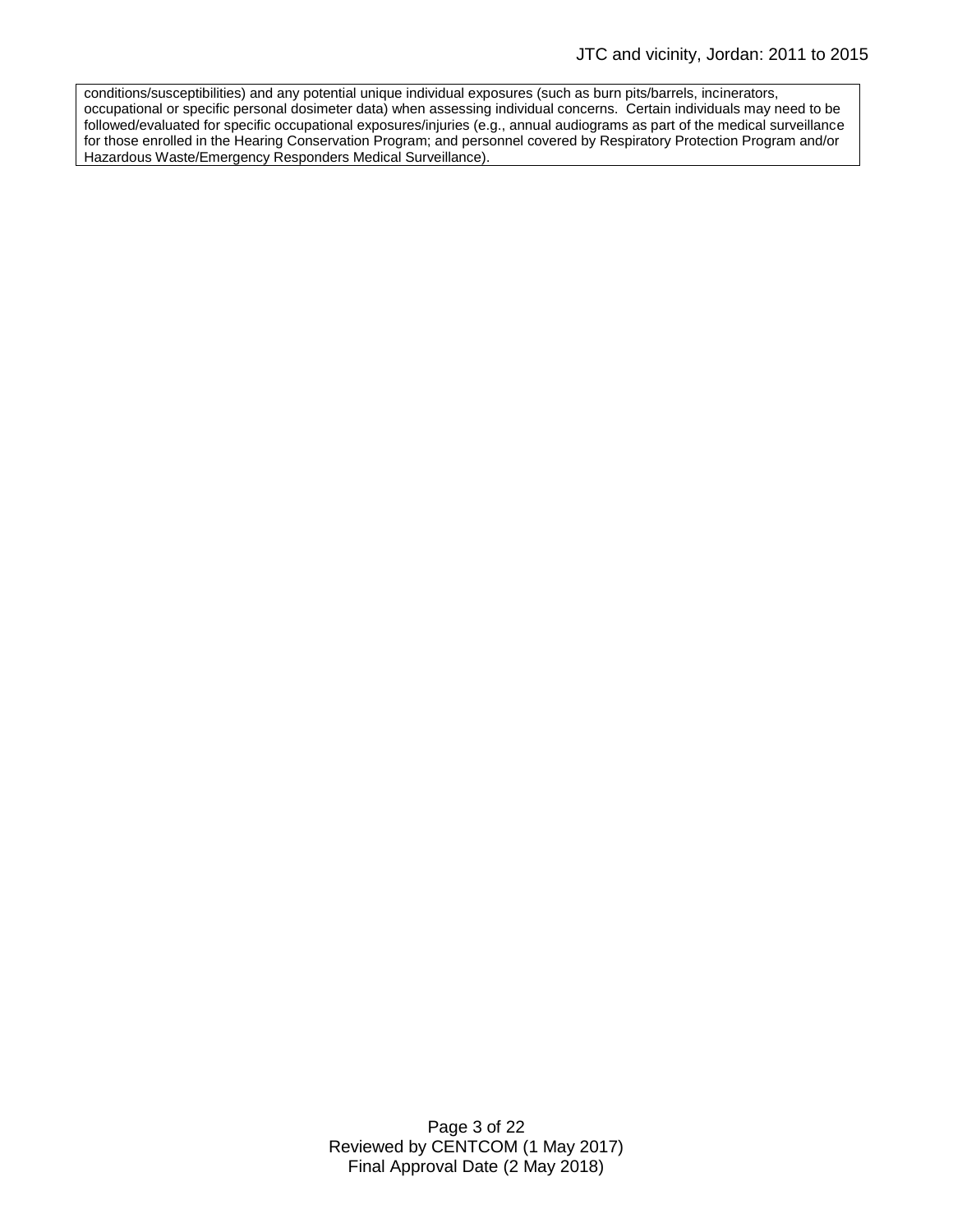conditions/susceptibilities) and any potential unique individual exposures (such as burn pits/barrels, incinerators, occupational or specific personal dosimeter data) when assessing individual concerns. Certain individuals may need to be followed/evaluated for specific occupational exposures/injuries (e.g., annual audiograms as part of the medical surveillance for those enrolled in the Hearing Conservation Program; and personnel covered by Respiratory Protection Program and/or Hazardous Waste/Emergency Responders Medical Surveillance).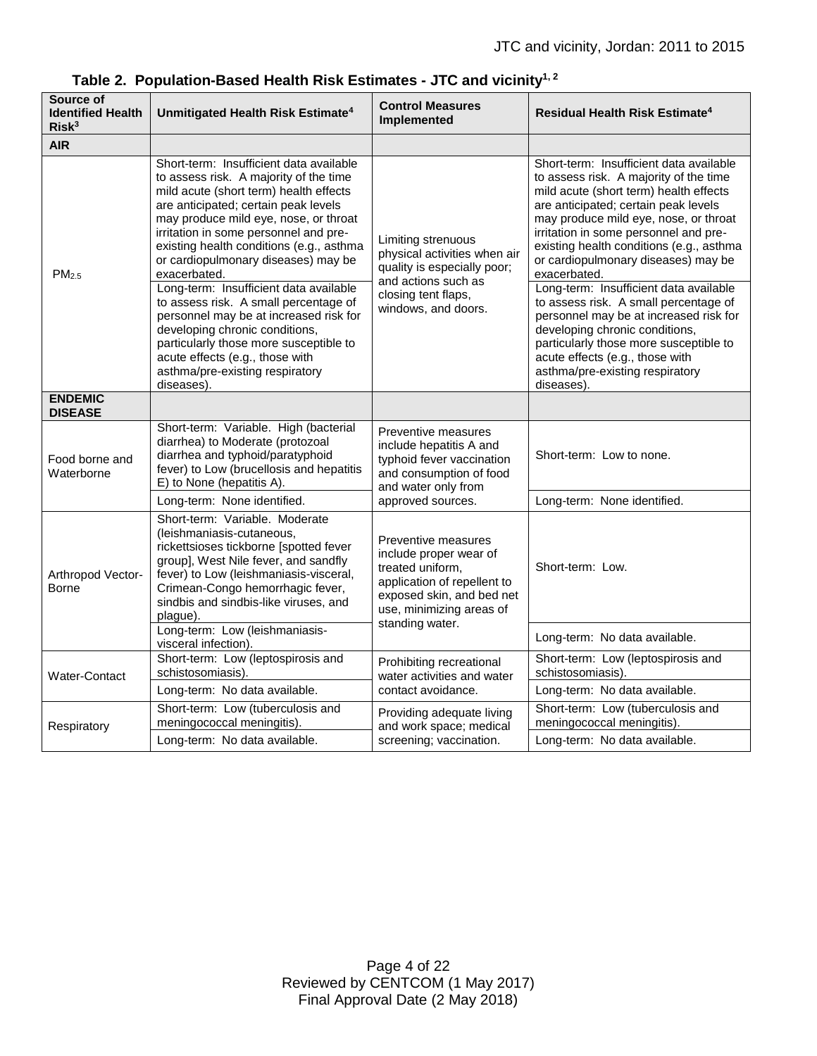**Table 2. Population-Based Health Risk Estimates - JTC and vicinity[1, 2]**

| Source of Identified Health Risk[3] | Unmitigated Health Risk Estimate[4] | Control Measures Implemented | Residual Health Risk Estimate[4] |
|---|---|---|---|
| **AIR** | | | |
| $PM_{2.5}$ | Short-term: Insufficient data available to assess risk. A majority of the time mild acute (short term) health effects are anticipated; certain peak levels may produce mild eye, nose, or throat irritation in some personnel and pre-existing health conditions (e.g., asthma or cardiopulmonary diseases) may be exacerbated. | Limiting strenuous physical activities when air quality is especially poor; and actions such as closing tent flaps, windows, and doors. | Short-term: Insufficient data available to assess risk. A majority of the time mild acute (short term) health effects are anticipated; certain peak levels may produce mild eye, nose, or throat irritation in some personnel and pre-existing health conditions (e.g., asthma or cardiopulmonary diseases) may be exacerbated. |
| | Long-term: Insufficient data available to assess risk. A small percentage of personnel may be at increased risk for developing chronic conditions, particularly those more susceptible to acute effects (e.g., those with asthma/pre-existing respiratory diseases). | | Long-term: Insufficient data available to assess risk. A small percentage of personnel may be at increased risk for developing chronic conditions, particularly those more susceptible to acute effects (e.g., those with asthma/pre-existing respiratory diseases). |
| **ENDEMIC DISEASE** | | | |
| Food borne and Waterborne | Short-term: Variable. High (bacterial diarrhea) to Moderate (protozoal diarrhea and typhoid/paratyphoid fever) to Low (brucellosis and hepatitis E) to None (hepatitis A). | Preventive measures include hepatitis A and typhoid fever vaccination and consumption of food and water only from approved sources. | Short-term: Low to none. |
| | Long-term: None identified. | | Long-term: None identified. |
| Arthropod Vector-Borne | Short-term: Variable. Moderate (leishmaniasis-cutaneous, rickettsioses tickborne [spotted fever group], West Nile fever, and sandfly fever) to Low (leishmaniasis-visceral, Crimean-Congo hemorrhagic fever, sindbis and sindbis-like viruses, and plague). | Preventive measures include proper wear of treated uniform, application of repellent to exposed skin, and bed net use, minimizing areas of standing water. | Short-term: Low. |
| | Long-term: Low (leishmaniasis-visceral infection). | | Long-term: No data available. |
| Water-Contact | Short-term: Low (leptospirosis and schistosomiasis). | Prohibiting recreational water activities and water contact avoidance. | Short-term: Low (leptospirosis and schistosomiasis). |
| | Long-term: No data available. | | Long-term: No data available. |
| Respiratory | Short-term: Low (tuberculosis and meningococcal meningitis). | Providing adequate living and work space; medical screening; vaccination. | Short-term: Low (tuberculosis and meningococcal meningitis). |
| | Long-term: No data available. | | Long-term: No data available. |

Reviewed by CENTCOM (1 May 2017)
Final Approval Date (2 May 2018)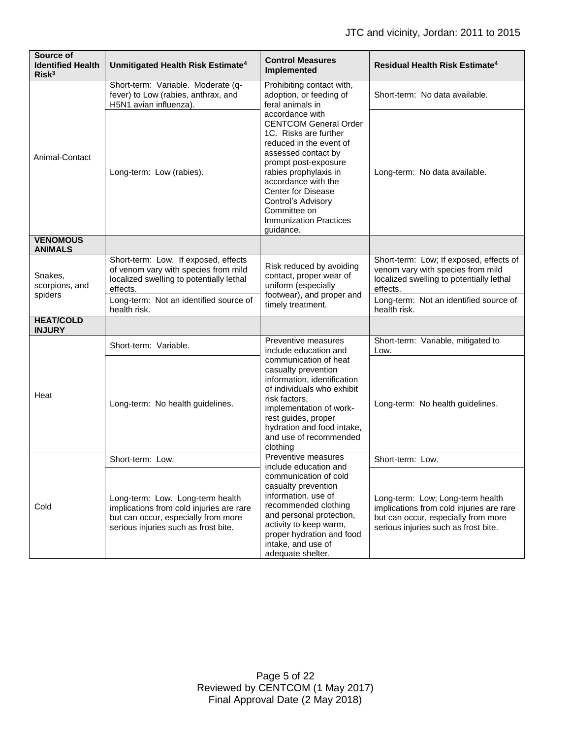| Source of Identified Health Risk[3] | Unmitigated Health Risk Estimate[4] | Control Measures Implemented | Residual Health Risk Estimate[4] |
|---|---|---|---|
| Animal-Contact | Short-term: Variable. Moderate (q-fever) to Low (rabies, anthrax, and H5N1 avian influenza). | Prohibiting contact with, adoption, or feeding of feral animals in accordance with CENTCOM General Order 1C. Risks are further reduced in the event of assessed contact by prompt post-exposure rabies prophylaxis in accordance with the Center for Disease Control's Advisory Committee on Immunization Practices guidance. | Short-term: No data available. |
| | Long-term: Low (rabies). | | Long-term: No data available. |
| **VENOMOUS ANIMALS** | | | |
| Snakes, scorpions, and spiders | Short-term: Low. If exposed, effects of venom vary with species from mild localized swelling to potentially lethal effects. | Risk reduced by avoiding contact, proper wear of uniform (especially footwear), and proper and timely treatment. | Short-term: Low; If exposed, effects of venom vary with species from mild localized swelling to potentially lethal effects. |
| | Long-term: Not an identified source of health risk. | | Long-term: Not an identified source of health risk. |
| **HEAT/COLD INJURY** | | | |
| Heat | Short-term: Variable. | Preventive measures include education and communication of heat casualty prevention information, identification of individuals who exhibit risk factors, implementation of work-rest guides, proper hydration and food intake, and use of recommended clothing | Short-term: Variable, mitigated to Low. |
| | Long-term: No health guidelines. | | Long-term: No health guidelines. |
| Cold | Short-term: Low. | Preventive measures include education and communication of cold casualty prevention information, use of recommended clothing and personal protection, activity to keep warm, proper hydration and food intake, and use of adequate shelter. | Short-term: Low. |
| | Long-term: Low. Long-term health implications from cold injuries are rare but can occur, especially from more serious injuries such as frost bite. | | Long-term: Low; Long-term health implications from cold injuries are rare but can occur, especially from more serious injuries such as frost bite. |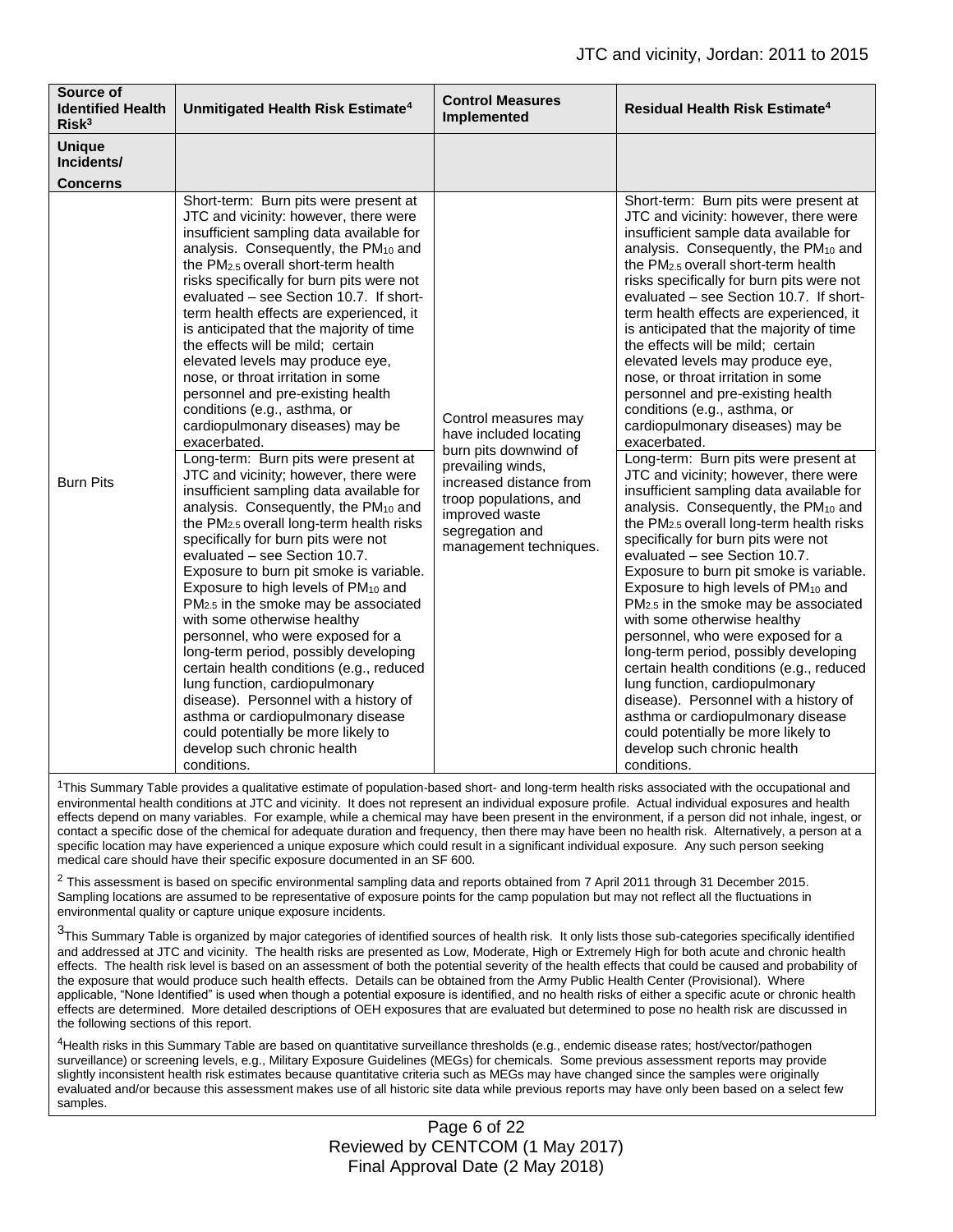| Source of Identified Health Risk[3] | Unmitigated Health Risk Estimate[4] | Control Measures Implemented | Residual Health Risk Estimate[4] |
|---|---|---|---|
| **Unique Incidents/ Concerns** | | | |
| Burn Pits | Short-term: Burn pits were present at JTC and vicinity: however, there were insufficient sampling data available for analysis. Consequently, the $PM_{10}$ and the $PM_{2.5}$ overall short-term health risks specifically for burn pits were not evaluated – see Section 10.7. If short-term health effects are experienced, it is anticipated that the majority of time the effects will be mild; certain elevated levels may produce eye, nose, or throat irritation in some personnel and pre-existing health conditions (e.g., asthma, or cardiopulmonary diseases) may be exacerbated.<br>Long-term: Burn pits were present at JTC and vicinity; however, there were insufficient sampling data available for analysis. Consequently, the $PM_{10}$ and the $PM_{2.5}$ overall long-term health risks specifically for burn pits were not evaluated – see Section 10.7. Exposure to burn pit smoke is variable. Exposure to high levels of $PM_{10}$ and $PM_{2.5}$ in the smoke may be associated with some otherwise healthy personnel, who were exposed for a long-term period, possibly developing certain health conditions (e.g., reduced lung function, cardiopulmonary disease). Personnel with a history of asthma or cardiopulmonary disease could potentially be more likely to develop such chronic health conditions. | Control measures may have included locating burn pits downwind of prevailing winds, increased distance from troop populations, and improved waste segregation and management techniques. | Short-term: Burn pits were present at JTC and vicinity: however, there were insufficient sample data available for analysis. Consequently, the $PM_{10}$ and the $PM_{2.5}$ overall short-term health risks specifically for burn pits were not evaluated – see Section 10.7. If short-term health effects are experienced, it is anticipated that the majority of time the effects will be mild; certain elevated levels may produce eye, nose, or throat irritation in some personnel and pre-existing health conditions (e.g., asthma, or cardiopulmonary diseases) may be exacerbated.<br>Long-term: Burn pits were present at JTC and vicinity; however, there were insufficient sampling data available for analysis. Consequently, the $PM_{10}$ and the $PM_{2.5}$ overall long-term health risks specifically for burn pits were not evaluated – see Section 10.7. Exposure to burn pit smoke is variable. Exposure to high levels of $PM_{10}$ and $PM_{2.5}$ in the smoke may be associated with some otherwise healthy personnel, who were exposed for a long-term period, possibly developing certain health conditions (e.g., reduced lung function, cardiopulmonary disease). Personnel with a history of asthma or cardiopulmonary disease could potentially be more likely to develop such chronic health conditions. |

[1]This Summary Table provides a qualitative estimate of population-based short- and long-term health risks associated with the occupational and environmental health conditions at JTC and vicinity. It does not represent an individual exposure profile. Actual individual exposures and health effects depend on many variables. For example, while a chemical may have been present in the environment, if a person did not inhale, ingest, or contact a specific dose of the chemical for adequate duration and frequency, then there may have been no health risk. Alternatively, a person at a specific location may have experienced a unique exposure which could result in a significant individual exposure. Any such person seeking medical care should have their specific exposure documented in an SF 600.

[2] This assessment is based on specific environmental sampling data and reports obtained from 7 April 2011 through 31 December 2015. Sampling locations are assumed to be representative of exposure points for the camp population but may not reflect all the fluctuations in environmental quality or capture unique exposure incidents.

[3]This Summary Table is organized by major categories of identified sources of health risk. It only lists those sub-categories specifically identified and addressed at JTC and vicinity. The health risks are presented as Low, Moderate, High or Extremely High for both acute and chronic health effects. The health risk level is based on an assessment of both the potential severity of the health effects that could be caused and probability of the exposure that would produce such health effects. Details can be obtained from the Army Public Health Center (Provisional). Where applicable, "None Identified" is used when though a potential exposure is identified, and no health risks of either a specific acute or chronic health effects are determined. More detailed descriptions of OEH exposures that are evaluated but determined to pose no health risk are discussed in the following sections of this report.

[4]Health risks in this Summary Table are based on quantitative surveillance thresholds (e.g., endemic disease rates; host/vector/pathogen surveillance) or screening levels, e.g., Military Exposure Guidelines (MEGs) for chemicals. Some previous assessment reports may provide slightly inconsistent health risk estimates because quantitative criteria such as MEGs may have changed since the samples were originally evaluated and/or because this assessment makes use of all historic site data while previous reports may have only been based on a select few samples.

Reviewed by CENTCOM (1 May 2017)
Final Approval Date (2 May 2018)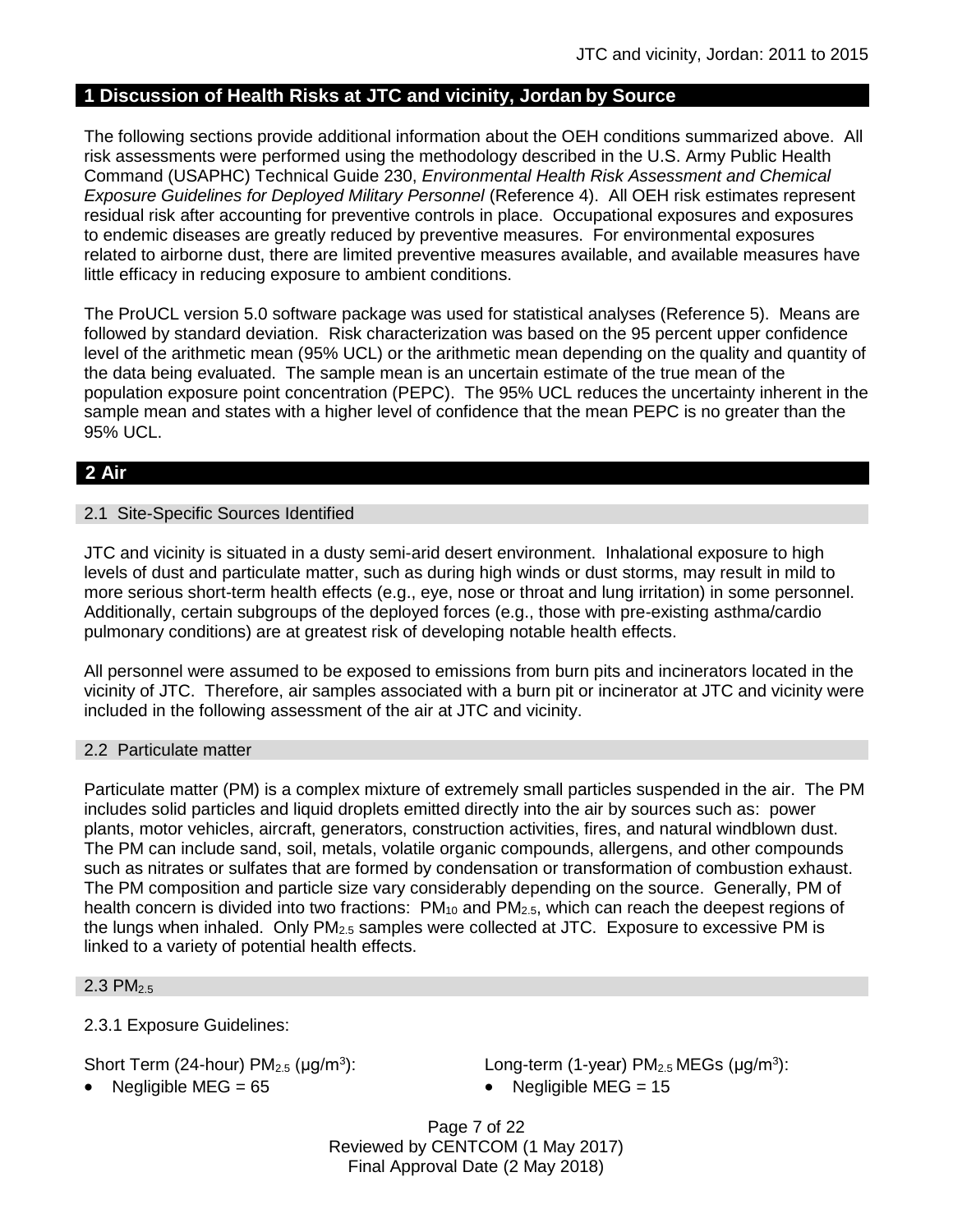## 1 Discussion of Health Risks at JTC and vicinity, Jordan by Source

The following sections provide additional information about the OEH conditions summarized above. All risk assessments were performed using the methodology described in the U.S. Army Public Health Command (USAPHC) Technical Guide 230, *Environmental Health Risk Assessment and Chemical Exposure Guidelines for Deployed Military Personnel* (Reference 4). All OEH risk estimates represent residual risk after accounting for preventive controls in place. Occupational exposures and exposures to endemic diseases are greatly reduced by preventive measures. For environmental exposures related to airborne dust, there are limited preventive measures available, and available measures have little efficacy in reducing exposure to ambient conditions.

The ProUCL version 5.0 software package was used for statistical analyses (Reference 5). Means are followed by standard deviation. Risk characterization was based on the 95 percent upper confidence level of the arithmetic mean (95% UCL) or the arithmetic mean depending on the quality and quantity of the data being evaluated. The sample mean is an uncertain estimate of the true mean of the population exposure point concentration (PEPC). The 95% UCL reduces the uncertainty inherent in the sample mean and states with a higher level of confidence that the mean PEPC is no greater than the 95% UCL.

## 2 Air

### 2.1 Site-Specific Sources Identified

JTC and vicinity is situated in a dusty semi-arid desert environment. Inhalational exposure to high levels of dust and particulate matter, such as during high winds or dust storms, may result in mild to more serious short-term health effects (e.g., eye, nose or throat and lung irritation) in some personnel. Additionally, certain subgroups of the deployed forces (e.g., those with pre-existing asthma/cardio pulmonary conditions) are at greatest risk of developing notable health effects.

All personnel were assumed to be exposed to emissions from burn pits and incinerators located in the vicinity of JTC. Therefore, air samples associated with a burn pit or incinerator at JTC and vicinity were included in the following assessment of the air at JTC and vicinity.

### 2.2 Particulate matter

Particulate matter (PM) is a complex mixture of extremely small particles suspended in the air. The PM includes solid particles and liquid droplets emitted directly into the air by sources such as: power plants, motor vehicles, aircraft, generators, construction activities, fires, and natural windblown dust. The PM can include sand, soil, metals, volatile organic compounds, allergens, and other compounds such as nitrates or sulfates that are formed by condensation or transformation of combustion exhaust. The PM composition and particle size vary considerably depending on the source. Generally, PM of health concern is divided into two fractions: $PM_{10}$ and $PM_{2.5}$, which can reach the deepest regions of the lungs when inhaled. Only $PM_{2.5}$ samples were collected at JTC. Exposure to excessive PM is linked to a variety of potential health effects.

### 2.3 $PM_{2.5}$

2.3.1 Exposure Guidelines:

Short Term (24-hour) $PM_{2.5}$ (μg/m$^3$):

- Negligible MEG = 65

Long-term (1-year) $PM_{2.5}$ MEGs (μg/m$^3$):

- Negligible MEG = 15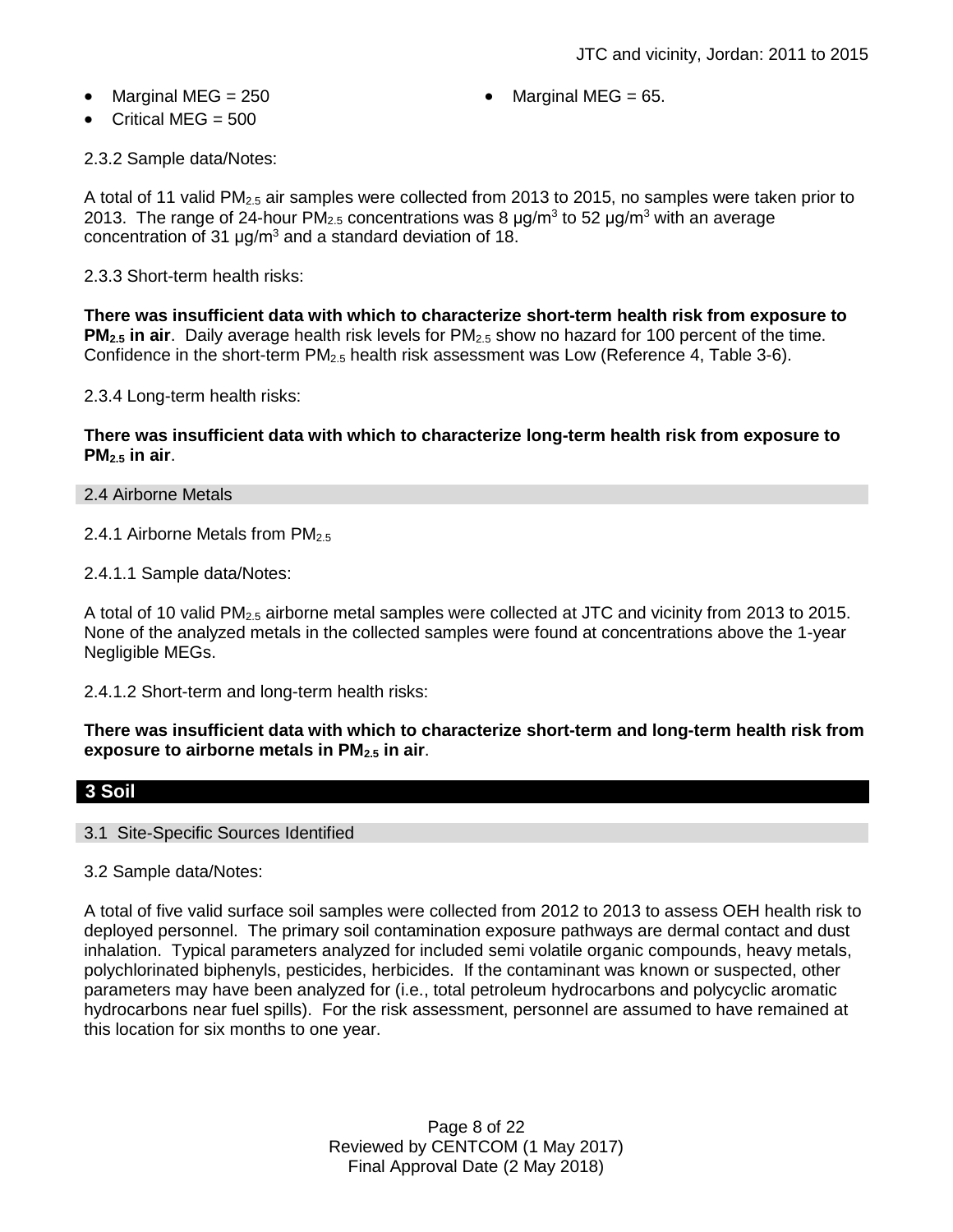- Marginal MEG = 250
- Critical MEG = 500
- Marginal MEG = 65.

2.3.2 Sample data/Notes:

A total of 11 valid $PM_{2.5}$ air samples were collected from 2013 to 2015, no samples were taken prior to 2013. The range of 24-hour $PM_{2.5}$ concentrations was 8 $\mu g/m^3$ to 52 $\mu g/m^3$ with an average concentration of 31 $\mu g/m^3$ and a standard deviation of 18.

2.3.3 Short-term health risks:

**There was insufficient data with which to characterize short-term health risk from exposure to $PM_{2.5}$ in air**. Daily average health risk levels for $PM_{2.5}$ show no hazard for 100 percent of the time. Confidence in the short-term $PM_{2.5}$ health risk assessment was Low (Reference 4, Table 3-6).

2.3.4 Long-term health risks:

**There was insufficient data with which to characterize long-term health risk from exposure to $PM_{2.5}$ in air**.

## 2.4 Airborne Metals

2.4.1 Airborne Metals from $PM_{2.5}$

2.4.1.1 Sample data/Notes:

A total of 10 valid $PM_{2.5}$ airborne metal samples were collected at JTC and vicinity from 2013 to 2015. None of the analyzed metals in the collected samples were found at concentrations above the 1-year Negligible MEGs.

2.4.1.2 Short-term and long-term health risks:

**There was insufficient data with which to characterize short-term and long-term health risk from exposure to airborne metals in $PM_{2.5}$ in air**.

# 3 Soil

## 3.1 Site-Specific Sources Identified

3.2 Sample data/Notes:

A total of five valid surface soil samples were collected from 2012 to 2013 to assess OEH health risk to deployed personnel. The primary soil contamination exposure pathways are dermal contact and dust inhalation. Typical parameters analyzed for included semi volatile organic compounds, heavy metals, polychlorinated biphenyls, pesticides, herbicides. If the contaminant was known or suspected, other parameters may have been analyzed for (i.e., total petroleum hydrocarbons and polycyclic aromatic hydrocarbons near fuel spills). For the risk assessment, personnel are assumed to have remained at this location for six months to one year.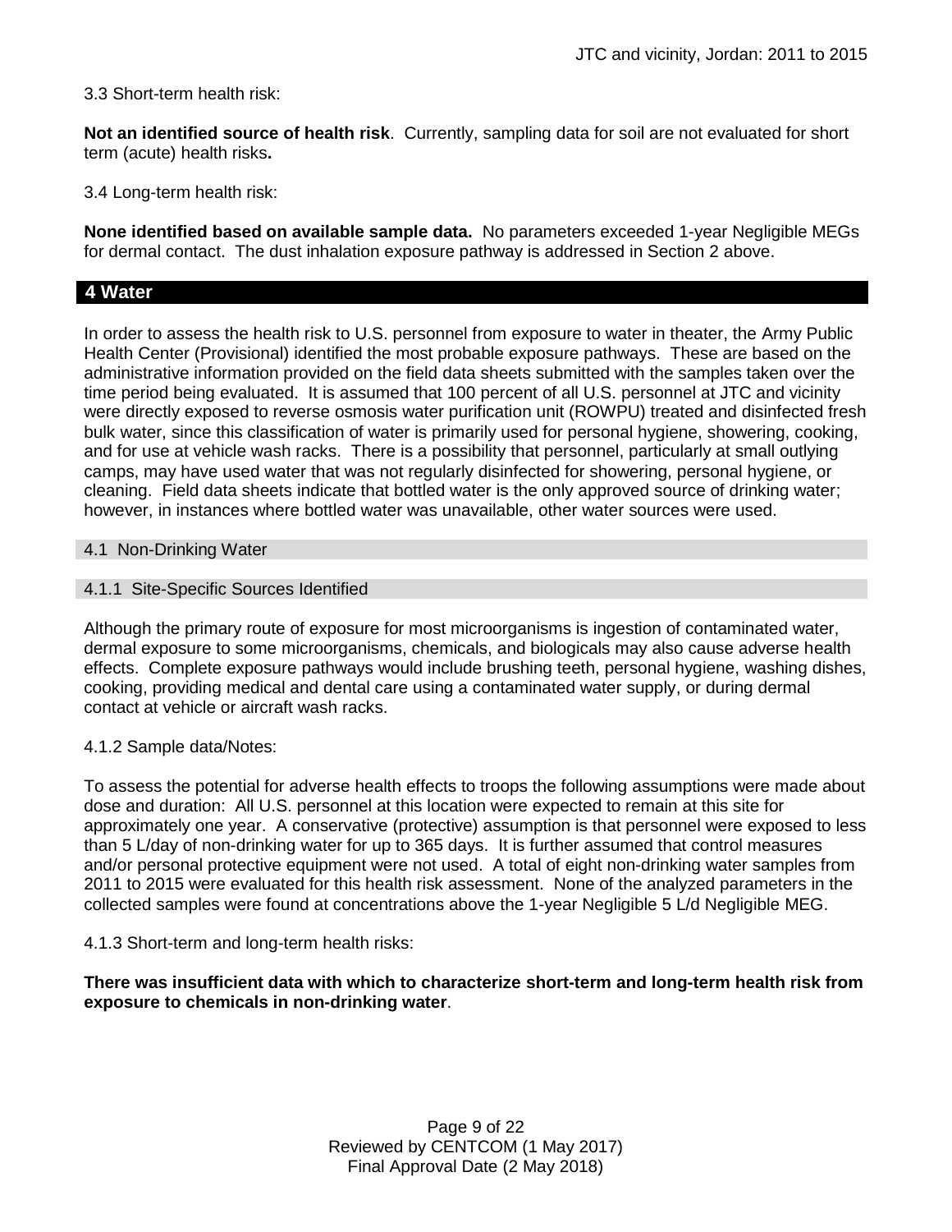3.3 Short-term health risk:

**Not an identified source of health risk**. Currently, sampling data for soil are not evaluated for short term (acute) health risks**.**

3.4 Long-term health risk:

**None identified based on available sample data.** No parameters exceeded 1-year Negligible MEGs for dermal contact. The dust inhalation exposure pathway is addressed in Section 2 above.

## 4 Water

In order to assess the health risk to U.S. personnel from exposure to water in theater, the Army Public Health Center (Provisional) identified the most probable exposure pathways. These are based on the administrative information provided on the field data sheets submitted with the samples taken over the time period being evaluated. It is assumed that 100 percent of all U.S. personnel at JTC and vicinity were directly exposed to reverse osmosis water purification unit (ROWPU) treated and disinfected fresh bulk water, since this classification of water is primarily used for personal hygiene, showering, cooking, and for use at vehicle wash racks. There is a possibility that personnel, particularly at small outlying camps, may have used water that was not regularly disinfected for showering, personal hygiene, or cleaning. Field data sheets indicate that bottled water is the only approved source of drinking water; however, in instances where bottled water was unavailable, other water sources were used.

### 4.1 Non-Drinking Water

#### 4.1.1 Site-Specific Sources Identified

Although the primary route of exposure for most microorganisms is ingestion of contaminated water, dermal exposure to some microorganisms, chemicals, and biologicals may also cause adverse health effects. Complete exposure pathways would include brushing teeth, personal hygiene, washing dishes, cooking, providing medical and dental care using a contaminated water supply, or during dermal contact at vehicle or aircraft wash racks.

4.1.2 Sample data/Notes:

To assess the potential for adverse health effects to troops the following assumptions were made about dose and duration: All U.S. personnel at this location were expected to remain at this site for approximately one year. A conservative (protective) assumption is that personnel were exposed to less than 5 L/day of non-drinking water for up to 365 days. It is further assumed that control measures and/or personal protective equipment were not used. A total of eight non-drinking water samples from 2011 to 2015 were evaluated for this health risk assessment. None of the analyzed parameters in the collected samples were found at concentrations above the 1-year Negligible 5 L/d Negligible MEG.

4.1.3 Short-term and long-term health risks:

**There was insufficient data with which to characterize short-term and long-term health risk from exposure to chemicals in non-drinking water**.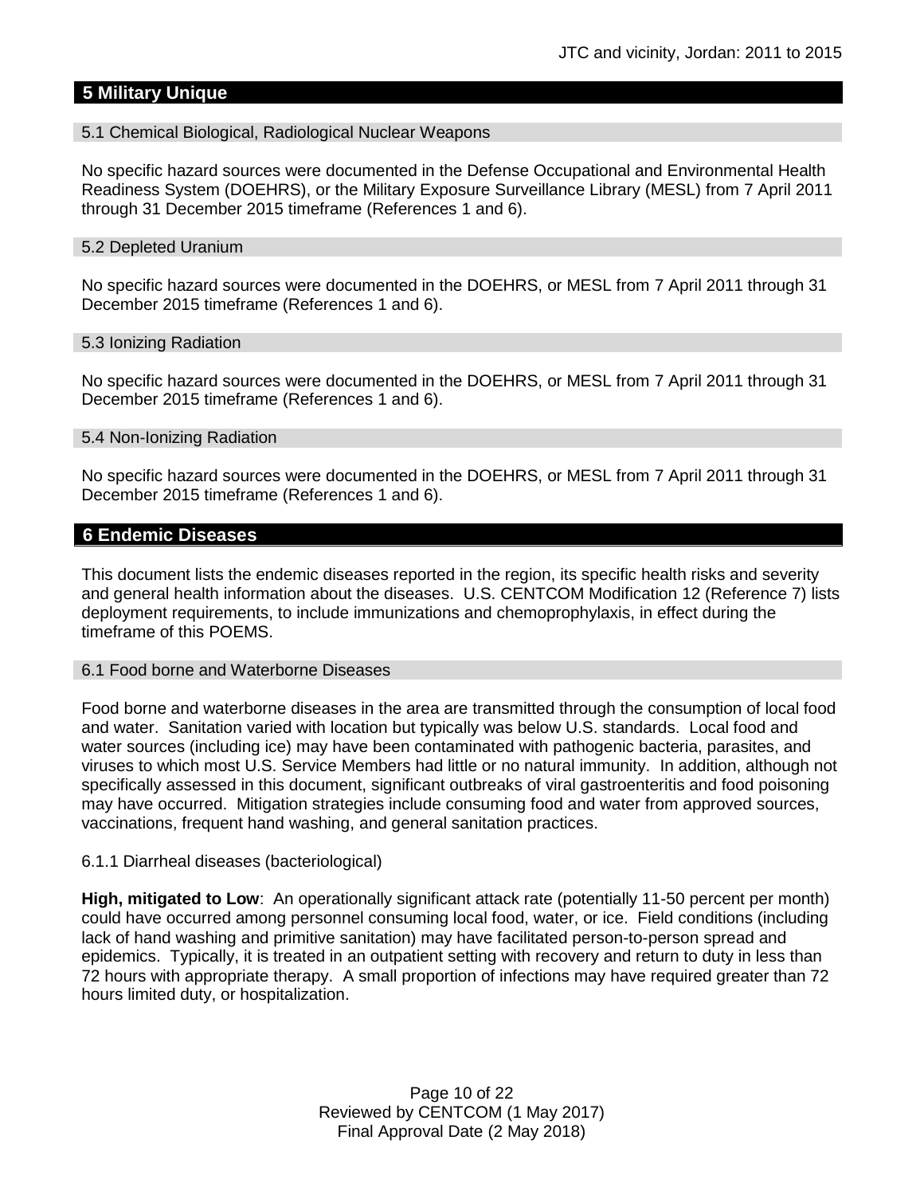## 5 Military Unique

### 5.1 Chemical Biological, Radiological Nuclear Weapons

No specific hazard sources were documented in the Defense Occupational and Environmental Health Readiness System (DOEHRS), or the Military Exposure Surveillance Library (MESL) from 7 April 2011 through 31 December 2015 timeframe (References 1 and 6).

### 5.2 Depleted Uranium

No specific hazard sources were documented in the DOEHRS, or MESL from 7 April 2011 through 31 December 2015 timeframe (References 1 and 6).

### 5.3 Ionizing Radiation

No specific hazard sources were documented in the DOEHRS, or MESL from 7 April 2011 through 31 December 2015 timeframe (References 1 and 6).

### 5.4 Non-Ionizing Radiation

No specific hazard sources were documented in the DOEHRS, or MESL from 7 April 2011 through 31 December 2015 timeframe (References 1 and 6).

## 6 Endemic Diseases

This document lists the endemic diseases reported in the region, its specific health risks and severity and general health information about the diseases. U.S. CENTCOM Modification 12 (Reference 7) lists deployment requirements, to include immunizations and chemoprophylaxis, in effect during the timeframe of this POEMS.

### 6.1 Food borne and Waterborne Diseases

Food borne and waterborne diseases in the area are transmitted through the consumption of local food and water. Sanitation varied with location but typically was below U.S. standards. Local food and water sources (including ice) may have been contaminated with pathogenic bacteria, parasites, and viruses to which most U.S. Service Members had little or no natural immunity. In addition, although not specifically assessed in this document, significant outbreaks of viral gastroenteritis and food poisoning may have occurred. Mitigation strategies include consuming food and water from approved sources, vaccinations, frequent hand washing, and general sanitation practices.

6.1.1 Diarrheal diseases (bacteriological)

**High, mitigated to Low**: An operationally significant attack rate (potentially 11-50 percent per month) could have occurred among personnel consuming local food, water, or ice. Field conditions (including lack of hand washing and primitive sanitation) may have facilitated person-to-person spread and epidemics. Typically, it is treated in an outpatient setting with recovery and return to duty in less than 72 hours with appropriate therapy. A small proportion of infections may have required greater than 72 hours limited duty, or hospitalization.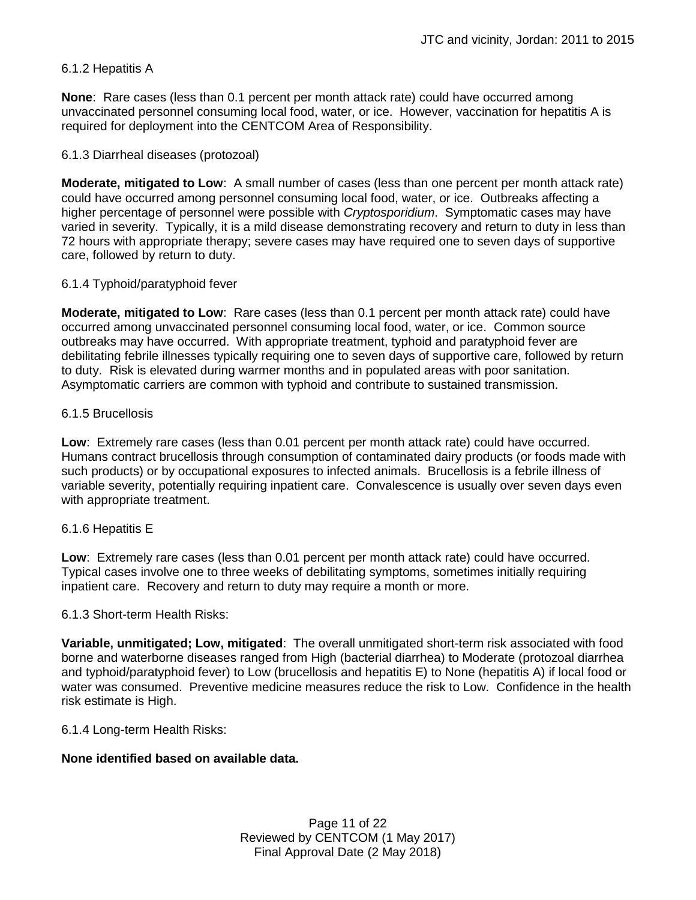#### 6.1.2 Hepatitis A

**None**: Rare cases (less than 0.1 percent per month attack rate) could have occurred among unvaccinated personnel consuming local food, water, or ice. However, vaccination for hepatitis A is required for deployment into the CENTCOM Area of Responsibility.

#### 6.1.3 Diarrheal diseases (protozoal)

**Moderate, mitigated to Low**: A small number of cases (less than one percent per month attack rate) could have occurred among personnel consuming local food, water, or ice. Outbreaks affecting a higher percentage of personnel were possible with *Cryptosporidium*. Symptomatic cases may have varied in severity. Typically, it is a mild disease demonstrating recovery and return to duty in less than 72 hours with appropriate therapy; severe cases may have required one to seven days of supportive care, followed by return to duty.

#### 6.1.4 Typhoid/paratyphoid fever

**Moderate, mitigated to Low**: Rare cases (less than 0.1 percent per month attack rate) could have occurred among unvaccinated personnel consuming local food, water, or ice. Common source outbreaks may have occurred. With appropriate treatment, typhoid and paratyphoid fever are debilitating febrile illnesses typically requiring one to seven days of supportive care, followed by return to duty. Risk is elevated during warmer months and in populated areas with poor sanitation. Asymptomatic carriers are common with typhoid and contribute to sustained transmission.

#### 6.1.5 Brucellosis

**Low**: Extremely rare cases (less than 0.01 percent per month attack rate) could have occurred. Humans contract brucellosis through consumption of contaminated dairy products (or foods made with such products) or by occupational exposures to infected animals. Brucellosis is a febrile illness of variable severity, potentially requiring inpatient care. Convalescence is usually over seven days even with appropriate treatment.

#### 6.1.6 Hepatitis E

**Low**: Extremely rare cases (less than 0.01 percent per month attack rate) could have occurred. Typical cases involve one to three weeks of debilitating symptoms, sometimes initially requiring inpatient care. Recovery and return to duty may require a month or more.

#### 6.1.3 Short-term Health Risks:

**Variable, unmitigated; Low, mitigated**: The overall unmitigated short-term risk associated with food borne and waterborne diseases ranged from High (bacterial diarrhea) to Moderate (protozoal diarrhea and typhoid/paratyphoid fever) to Low (brucellosis and hepatitis E) to None (hepatitis A) if local food or water was consumed. Preventive medicine measures reduce the risk to Low. Confidence in the health risk estimate is High.

#### 6.1.4 Long-term Health Risks:

**None identified based on available data.**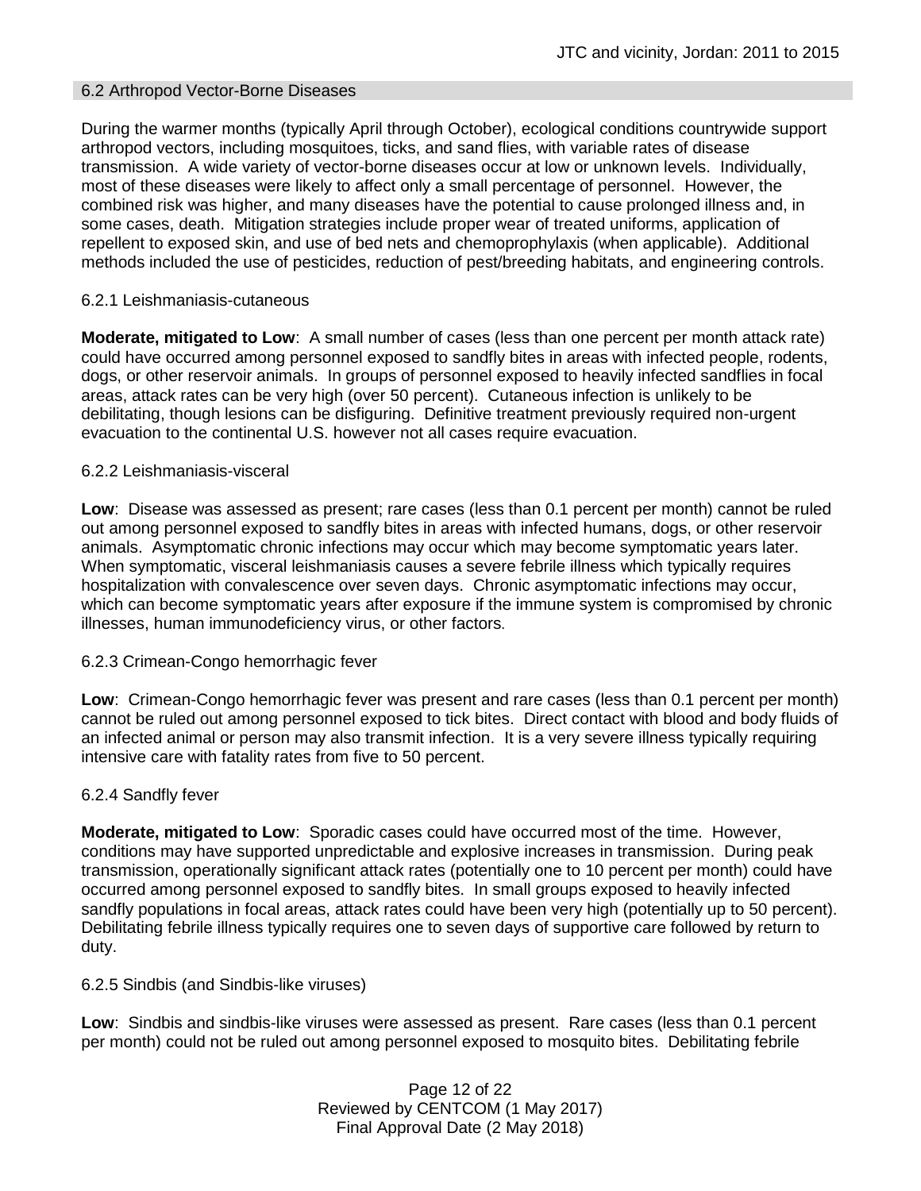## 6.2 Arthropod Vector-Borne Diseases

During the warmer months (typically April through October), ecological conditions countrywide support arthropod vectors, including mosquitoes, ticks, and sand flies, with variable rates of disease transmission. A wide variety of vector-borne diseases occur at low or unknown levels. Individually, most of these diseases were likely to affect only a small percentage of personnel. However, the combined risk was higher, and many diseases have the potential to cause prolonged illness and, in some cases, death. Mitigation strategies include proper wear of treated uniforms, application of repellent to exposed skin, and use of bed nets and chemoprophylaxis (when applicable). Additional methods included the use of pesticides, reduction of pest/breeding habitats, and engineering controls.

### 6.2.1 Leishmaniasis-cutaneous

**Moderate, mitigated to Low**: A small number of cases (less than one percent per month attack rate) could have occurred among personnel exposed to sandfly bites in areas with infected people, rodents, dogs, or other reservoir animals. In groups of personnel exposed to heavily infected sandflies in focal areas, attack rates can be very high (over 50 percent). Cutaneous infection is unlikely to be debilitating, though lesions can be disfiguring. Definitive treatment previously required non-urgent evacuation to the continental U.S. however not all cases require evacuation.

### 6.2.2 Leishmaniasis-visceral

**Low**: Disease was assessed as present; rare cases (less than 0.1 percent per month) cannot be ruled out among personnel exposed to sandfly bites in areas with infected humans, dogs, or other reservoir animals. Asymptomatic chronic infections may occur which may become symptomatic years later. When symptomatic, visceral leishmaniasis causes a severe febrile illness which typically requires hospitalization with convalescence over seven days. Chronic asymptomatic infections may occur, which can become symptomatic years after exposure if the immune system is compromised by chronic illnesses, human immunodeficiency virus, or other factors.

### 6.2.3 Crimean-Congo hemorrhagic fever

**Low**: Crimean-Congo hemorrhagic fever was present and rare cases (less than 0.1 percent per month) cannot be ruled out among personnel exposed to tick bites. Direct contact with blood and body fluids of an infected animal or person may also transmit infection. It is a very severe illness typically requiring intensive care with fatality rates from five to 50 percent.

### 6.2.4 Sandfly fever

**Moderate, mitigated to Low**: Sporadic cases could have occurred most of the time. However, conditions may have supported unpredictable and explosive increases in transmission. During peak transmission, operationally significant attack rates (potentially one to 10 percent per month) could have occurred among personnel exposed to sandfly bites. In small groups exposed to heavily infected sandfly populations in focal areas, attack rates could have been very high (potentially up to 50 percent). Debilitating febrile illness typically requires one to seven days of supportive care followed by return to duty.

### 6.2.5 Sindbis (and Sindbis-like viruses)

**Low**: Sindbis and sindbis-like viruses were assessed as present. Rare cases (less than 0.1 percent per month) could not be ruled out among personnel exposed to mosquito bites. Debilitating febrile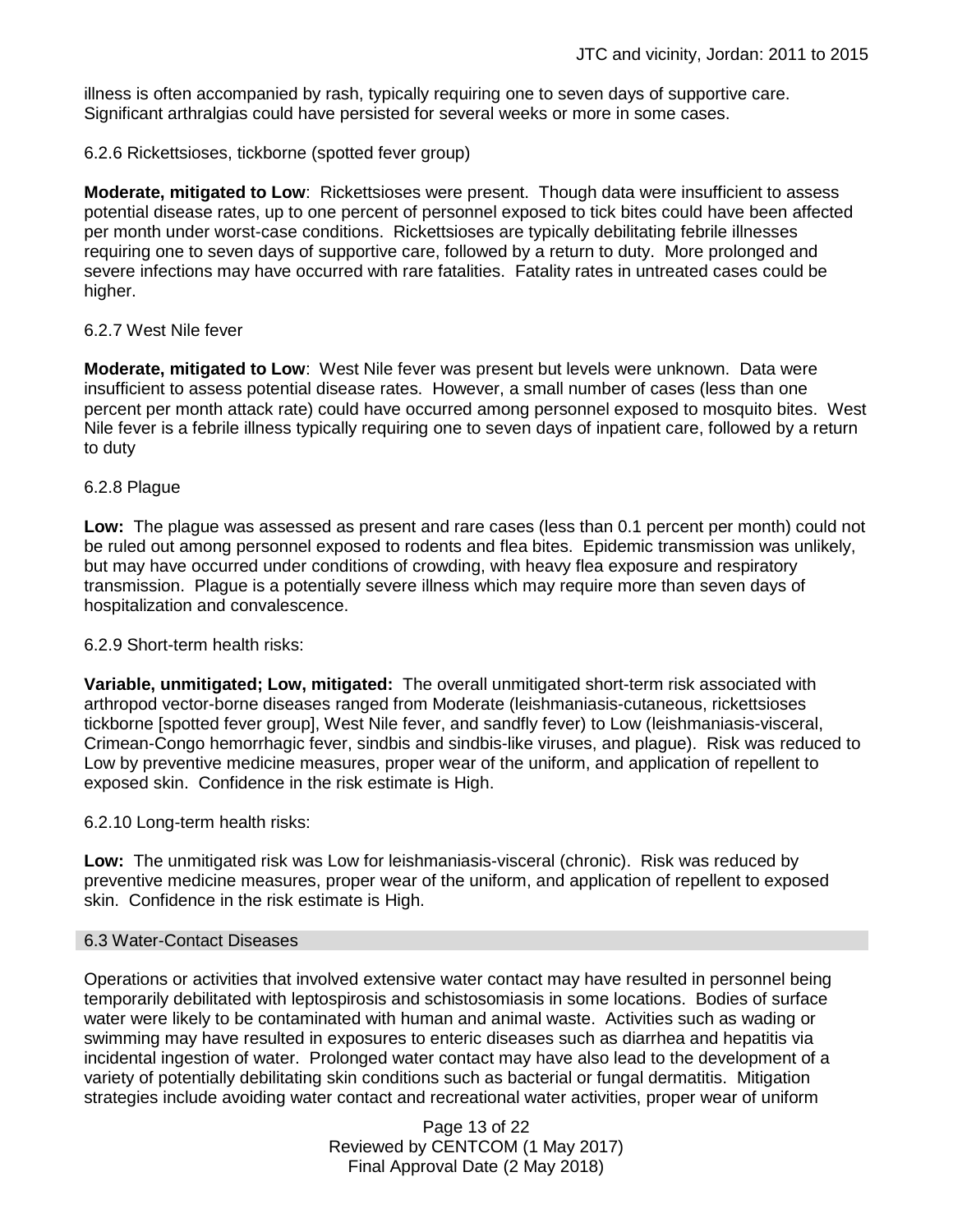illness is often accompanied by rash, typically requiring one to seven days of supportive care. Significant arthralgias could have persisted for several weeks or more in some cases.

6.2.6 Rickettsioses, tickborne (spotted fever group)

**Moderate, mitigated to Low**: Rickettsioses were present. Though data were insufficient to assess potential disease rates, up to one percent of personnel exposed to tick bites could have been affected per month under worst-case conditions. Rickettsioses are typically debilitating febrile illnesses requiring one to seven days of supportive care, followed by a return to duty. More prolonged and severe infections may have occurred with rare fatalities. Fatality rates in untreated cases could be higher.

6.2.7 West Nile fever

**Moderate, mitigated to Low**: West Nile fever was present but levels were unknown. Data were insufficient to assess potential disease rates. However, a small number of cases (less than one percent per month attack rate) could have occurred among personnel exposed to mosquito bites. West Nile fever is a febrile illness typically requiring one to seven days of inpatient care, followed by a return to duty

6.2.8 Plague

**Low:** The plague was assessed as present and rare cases (less than 0.1 percent per month) could not be ruled out among personnel exposed to rodents and flea bites. Epidemic transmission was unlikely, but may have occurred under conditions of crowding, with heavy flea exposure and respiratory transmission. Plague is a potentially severe illness which may require more than seven days of hospitalization and convalescence.

6.2.9 Short-term health risks:

**Variable, unmitigated; Low, mitigated:** The overall unmitigated short-term risk associated with arthropod vector-borne diseases ranged from Moderate (leishmaniasis-cutaneous, rickettsioses tickborne [spotted fever group], West Nile fever, and sandfly fever) to Low (leishmaniasis-visceral, Crimean-Congo hemorrhagic fever, sindbis and sindbis-like viruses, and plague). Risk was reduced to Low by preventive medicine measures, proper wear of the uniform, and application of repellent to exposed skin. Confidence in the risk estimate is High.

6.2.10 Long-term health risks:

**Low:** The unmitigated risk was Low for leishmaniasis-visceral (chronic). Risk was reduced by preventive medicine measures, proper wear of the uniform, and application of repellent to exposed skin. Confidence in the risk estimate is High.

## 6.3 Water-Contact Diseases

Operations or activities that involved extensive water contact may have resulted in personnel being temporarily debilitated with leptospirosis and schistosomiasis in some locations. Bodies of surface water were likely to be contaminated with human and animal waste. Activities such as wading or swimming may have resulted in exposures to enteric diseases such as diarrhea and hepatitis via incidental ingestion of water. Prolonged water contact may have also lead to the development of a variety of potentially debilitating skin conditions such as bacterial or fungal dermatitis. Mitigation strategies include avoiding water contact and recreational water activities, proper wear of uniform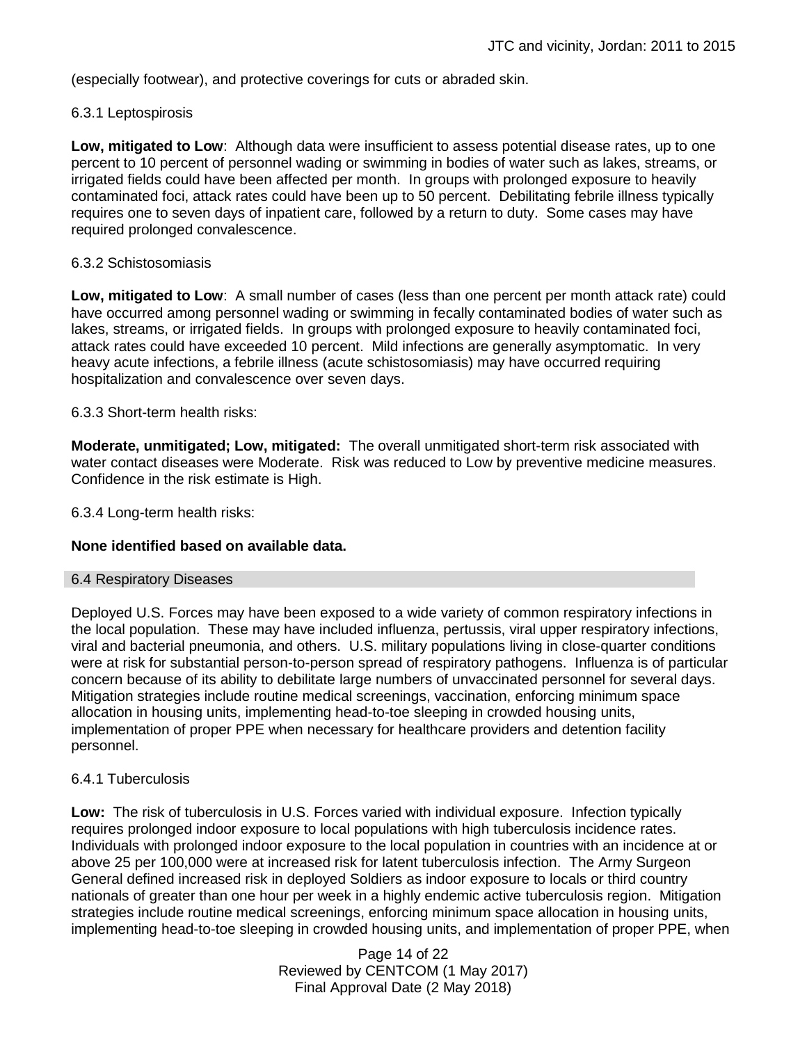(especially footwear), and protective coverings for cuts or abraded skin.

### 6.3.1 Leptospirosis

**Low, mitigated to Low**: Although data were insufficient to assess potential disease rates, up to one percent to 10 percent of personnel wading or swimming in bodies of water such as lakes, streams, or irrigated fields could have been affected per month. In groups with prolonged exposure to heavily contaminated foci, attack rates could have been up to 50 percent. Debilitating febrile illness typically requires one to seven days of inpatient care, followed by a return to duty. Some cases may have required prolonged convalescence.

### 6.3.2 Schistosomiasis

**Low, mitigated to Low**: A small number of cases (less than one percent per month attack rate) could have occurred among personnel wading or swimming in fecally contaminated bodies of water such as lakes, streams, or irrigated fields. In groups with prolonged exposure to heavily contaminated foci, attack rates could have exceeded 10 percent. Mild infections are generally asymptomatic. In very heavy acute infections, a febrile illness (acute schistosomiasis) may have occurred requiring hospitalization and convalescence over seven days.

### 6.3.3 Short-term health risks:

**Moderate, unmitigated; Low, mitigated:** The overall unmitigated short-term risk associated with water contact diseases were Moderate. Risk was reduced to Low by preventive medicine measures. Confidence in the risk estimate is High.

### 6.3.4 Long-term health risks:

**None identified based on available data.**

## 6.4 Respiratory Diseases

Deployed U.S. Forces may have been exposed to a wide variety of common respiratory infections in the local population. These may have included influenza, pertussis, viral upper respiratory infections, viral and bacterial pneumonia, and others. U.S. military populations living in close-quarter conditions were at risk for substantial person-to-person spread of respiratory pathogens. Influenza is of particular concern because of its ability to debilitate large numbers of unvaccinated personnel for several days. Mitigation strategies include routine medical screenings, vaccination, enforcing minimum space allocation in housing units, implementing head-to-toe sleeping in crowded housing units, implementation of proper PPE when necessary for healthcare providers and detention facility personnel.

### 6.4.1 Tuberculosis

**Low:** The risk of tuberculosis in U.S. Forces varied with individual exposure. Infection typically requires prolonged indoor exposure to local populations with high tuberculosis incidence rates. Individuals with prolonged indoor exposure to the local population in countries with an incidence at or above 25 per 100,000 were at increased risk for latent tuberculosis infection. The Army Surgeon General defined increased risk in deployed Soldiers as indoor exposure to locals or third country nationals of greater than one hour per week in a highly endemic active tuberculosis region. Mitigation strategies include routine medical screenings, enforcing minimum space allocation in housing units, implementing head-to-toe sleeping in crowded housing units, and implementation of proper PPE, when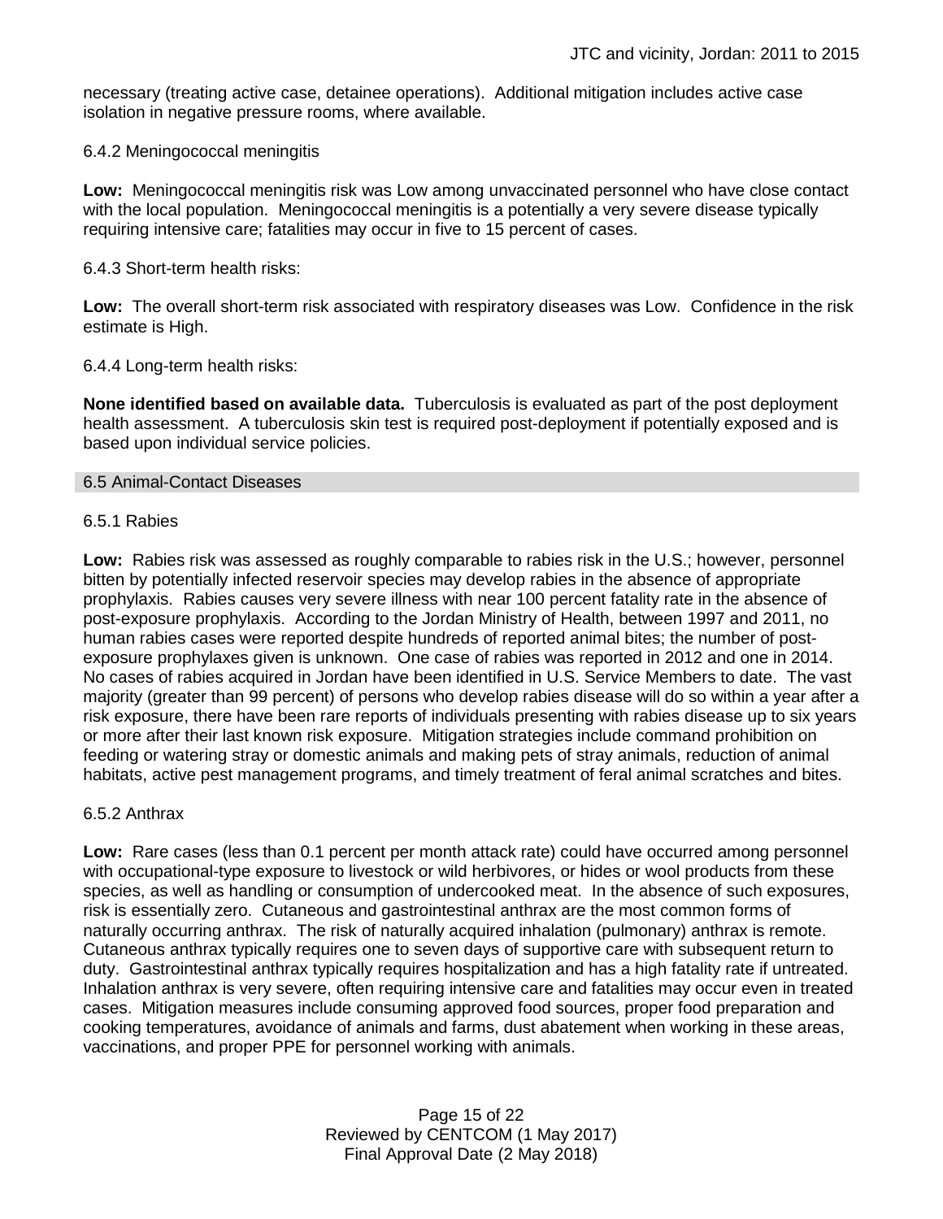necessary (treating active case, detainee operations). Additional mitigation includes active case isolation in negative pressure rooms, where available.

### 6.4.2 Meningococcal meningitis

**Low:** Meningococcal meningitis risk was Low among unvaccinated personnel who have close contact with the local population. Meningococcal meningitis is a potentially a very severe disease typically requiring intensive care; fatalities may occur in five to 15 percent of cases.

### 6.4.3 Short-term health risks:

**Low:** The overall short-term risk associated with respiratory diseases was Low. Confidence in the risk estimate is High.

### 6.4.4 Long-term health risks:

**None identified based on available data.** Tuberculosis is evaluated as part of the post deployment health assessment. A tuberculosis skin test is required post-deployment if potentially exposed and is based upon individual service policies.

## 6.5 Animal-Contact Diseases

### 6.5.1 Rabies

**Low:** Rabies risk was assessed as roughly comparable to rabies risk in the U.S.; however, personnel bitten by potentially infected reservoir species may develop rabies in the absence of appropriate prophylaxis. Rabies causes very severe illness with near 100 percent fatality rate in the absence of post-exposure prophylaxis. According to the Jordan Ministry of Health, between 1997 and 2011, no human rabies cases were reported despite hundreds of reported animal bites; the number of post-exposure prophylaxes given is unknown. One case of rabies was reported in 2012 and one in 2014. No cases of rabies acquired in Jordan have been identified in U.S. Service Members to date. The vast majority (greater than 99 percent) of persons who develop rabies disease will do so within a year after a risk exposure, there have been rare reports of individuals presenting with rabies disease up to six years or more after their last known risk exposure. Mitigation strategies include command prohibition on feeding or watering stray or domestic animals and making pets of stray animals, reduction of animal habitats, active pest management programs, and timely treatment of feral animal scratches and bites.

### 6.5.2 Anthrax

**Low:** Rare cases (less than 0.1 percent per month attack rate) could have occurred among personnel with occupational-type exposure to livestock or wild herbivores, or hides or wool products from these species, as well as handling or consumption of undercooked meat. In the absence of such exposures, risk is essentially zero. Cutaneous and gastrointestinal anthrax are the most common forms of naturally occurring anthrax. The risk of naturally acquired inhalation (pulmonary) anthrax is remote. Cutaneous anthrax typically requires one to seven days of supportive care with subsequent return to duty. Gastrointestinal anthrax typically requires hospitalization and has a high fatality rate if untreated. Inhalation anthrax is very severe, often requiring intensive care and fatalities may occur even in treated cases. Mitigation measures include consuming approved food sources, proper food preparation and cooking temperatures, avoidance of animals and farms, dust abatement when working in these areas, vaccinations, and proper PPE for personnel working with animals.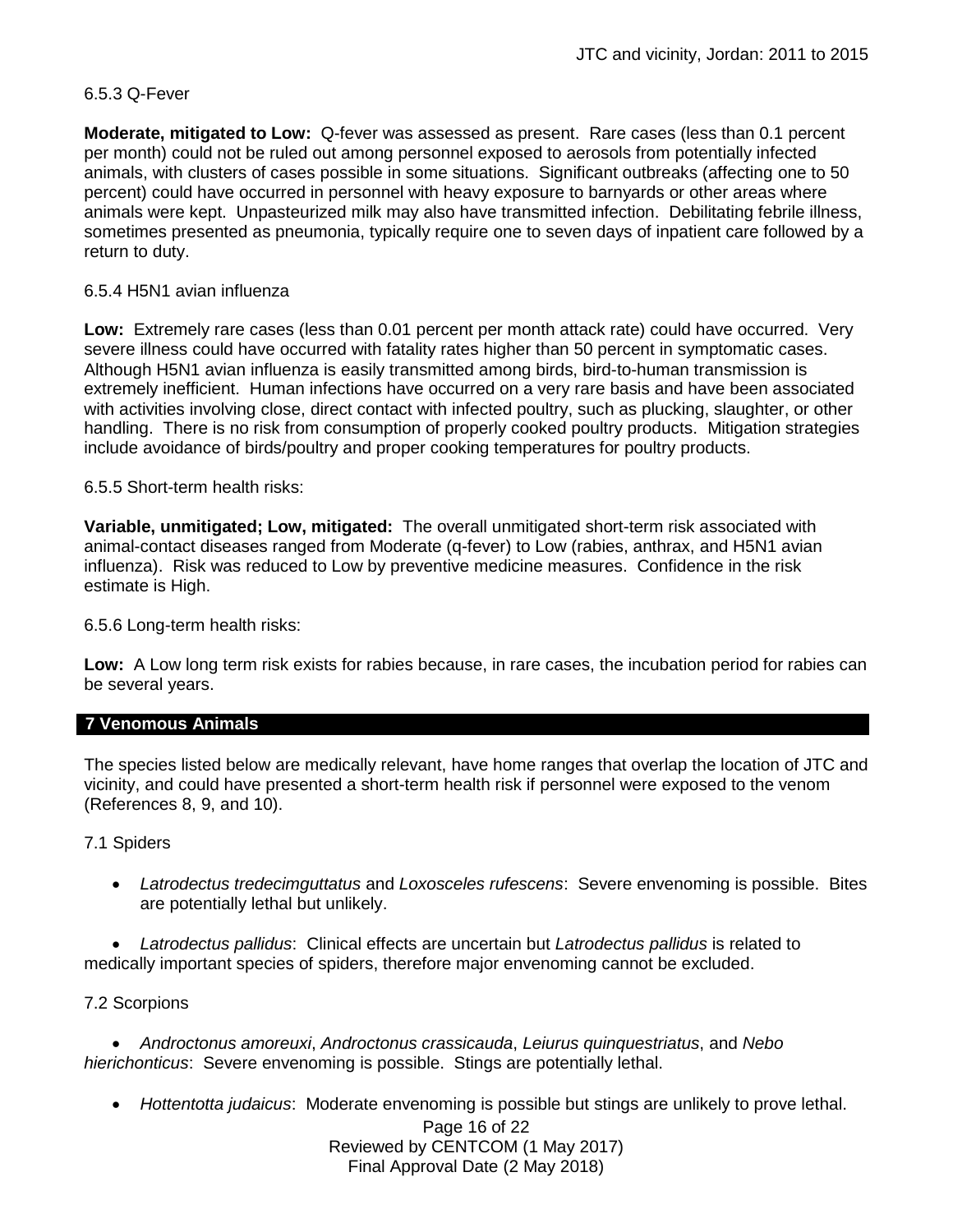#### 6.5.3 Q-Fever

**Moderate, mitigated to Low:** Q-fever was assessed as present. Rare cases (less than 0.1 percent per month) could not be ruled out among personnel exposed to aerosols from potentially infected animals, with clusters of cases possible in some situations. Significant outbreaks (affecting one to 50 percent) could have occurred in personnel with heavy exposure to barnyards or other areas where animals were kept. Unpasteurized milk may also have transmitted infection. Debilitating febrile illness, sometimes presented as pneumonia, typically require one to seven days of inpatient care followed by a return to duty.

#### 6.5.4 H5N1 avian influenza

**Low:** Extremely rare cases (less than 0.01 percent per month attack rate) could have occurred. Very severe illness could have occurred with fatality rates higher than 50 percent in symptomatic cases. Although H5N1 avian influenza is easily transmitted among birds, bird-to-human transmission is extremely inefficient. Human infections have occurred on a very rare basis and have been associated with activities involving close, direct contact with infected poultry, such as plucking, slaughter, or other handling. There is no risk from consumption of properly cooked poultry products. Mitigation strategies include avoidance of birds/poultry and proper cooking temperatures for poultry products.

#### 6.5.5 Short-term health risks:

**Variable, unmitigated; Low, mitigated:** The overall unmitigated short-term risk associated with animal-contact diseases ranged from Moderate (q-fever) to Low (rabies, anthrax, and H5N1 avian influenza). Risk was reduced to Low by preventive medicine measures. Confidence in the risk estimate is High.

#### 6.5.6 Long-term health risks:

**Low:** A Low long term risk exists for rabies because, in rare cases, the incubation period for rabies can be several years.

## 7 Venomous Animals

The species listed below are medically relevant, have home ranges that overlap the location of JTC and vicinity, and could have presented a short-term health risk if personnel were exposed to the venom (References 8, 9, and 10).

### 7.1 Spiders

- *Latrodectus tredecimguttatus* and *Loxosceles rufescens*: Severe envenoming is possible. Bites are potentially lethal but unlikely.
- *Latrodectus pallidus*: Clinical effects are uncertain but *Latrodectus pallidus* is related to medically important species of spiders, therefore major envenoming cannot be excluded.

### 7.2 Scorpions

- *Androctonus amoreuxi*, *Androctonus crassicauda*, *Leiurus quinquestriatus*, and *Nebo hierichonticus*: Severe envenoming is possible. Stings are potentially lethal.
- *Hottentotta judaicus*: Moderate envenoming is possible but stings are unlikely to prove lethal.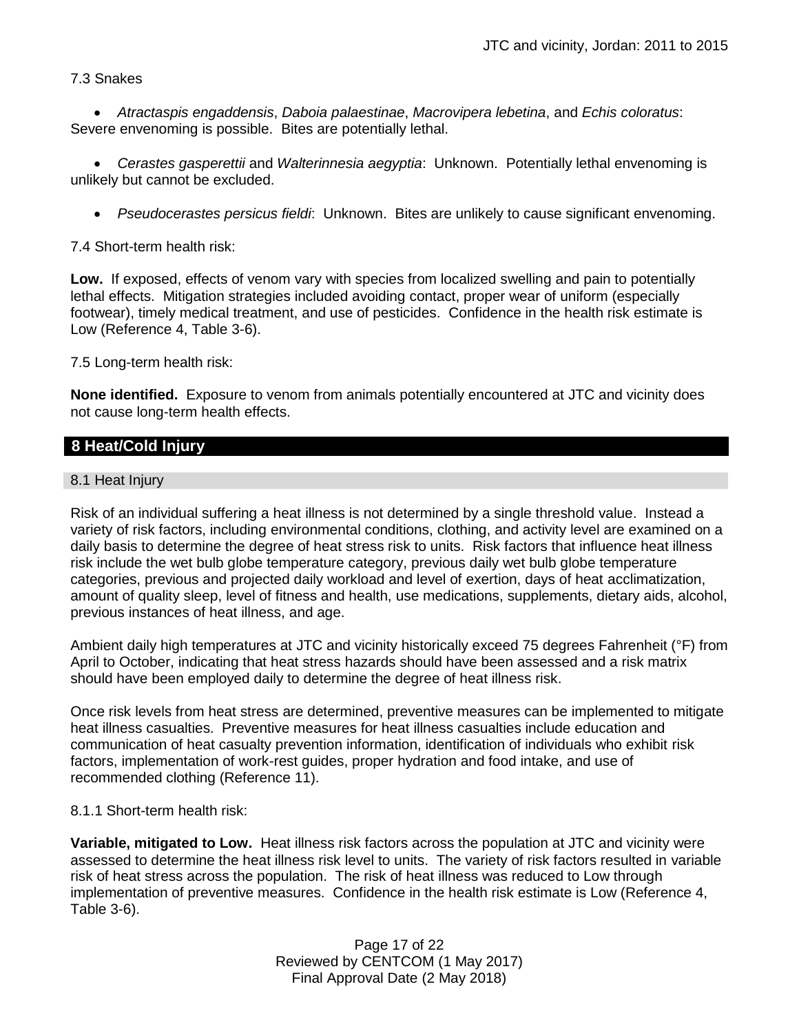7.3 Snakes

- *Atractaspis engaddensis*, *Daboia palaestinae*, *Macrovipera lebetina*, and *Echis coloratus*: Severe envenoming is possible. Bites are potentially lethal.

- *Cerastes gasperettii* and *Walterinnesia aegyptia*: Unknown. Potentially lethal envenoming is unlikely but cannot be excluded.

- *Pseudocerastes persicus fieldi*: Unknown. Bites are unlikely to cause significant envenoming.

7.4 Short-term health risk:

**Low.** If exposed, effects of venom vary with species from localized swelling and pain to potentially lethal effects. Mitigation strategies included avoiding contact, proper wear of uniform (especially footwear), timely medical treatment, and use of pesticides. Confidence in the health risk estimate is Low (Reference 4, Table 3-6).

7.5 Long-term health risk:

**None identified.** Exposure to venom from animals potentially encountered at JTC and vicinity does not cause long-term health effects.

## 8 Heat/Cold Injury

### 8.1 Heat Injury

Risk of an individual suffering a heat illness is not determined by a single threshold value. Instead a variety of risk factors, including environmental conditions, clothing, and activity level are examined on a daily basis to determine the degree of heat stress risk to units. Risk factors that influence heat illness risk include the wet bulb globe temperature category, previous daily wet bulb globe temperature categories, previous and projected daily workload and level of exertion, days of heat acclimatization, amount of quality sleep, level of fitness and health, use medications, supplements, dietary aids, alcohol, previous instances of heat illness, and age.

Ambient daily high temperatures at JTC and vicinity historically exceed 75 degrees Fahrenheit (°F) from April to October, indicating that heat stress hazards should have been assessed and a risk matrix should have been employed daily to determine the degree of heat illness risk.

Once risk levels from heat stress are determined, preventive measures can be implemented to mitigate heat illness casualties. Preventive measures for heat illness casualties include education and communication of heat casualty prevention information, identification of individuals who exhibit risk factors, implementation of work-rest guides, proper hydration and food intake, and use of recommended clothing (Reference 11).

8.1.1 Short-term health risk:

**Variable, mitigated to Low.** Heat illness risk factors across the population at JTC and vicinity were assessed to determine the heat illness risk level to units. The variety of risk factors resulted in variable risk of heat stress across the population. The risk of heat illness was reduced to Low through implementation of preventive measures. Confidence in the health risk estimate is Low (Reference 4, Table 3-6).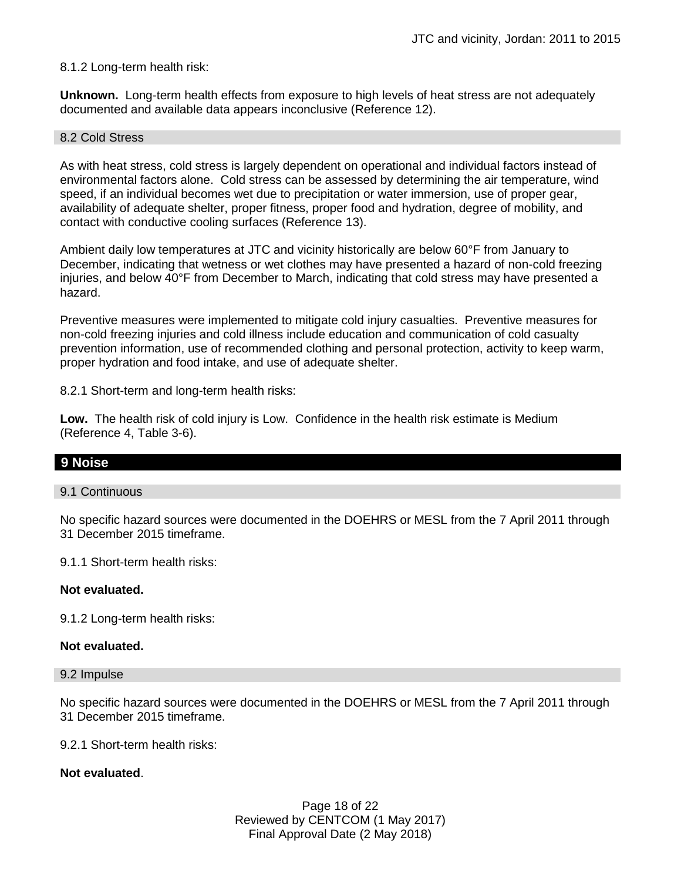8.1.2 Long-term health risk:

**Unknown.** Long-term health effects from exposure to high levels of heat stress are not adequately documented and available data appears inconclusive (Reference 12).

### 8.2 Cold Stress

As with heat stress, cold stress is largely dependent on operational and individual factors instead of environmental factors alone. Cold stress can be assessed by determining the air temperature, wind speed, if an individual becomes wet due to precipitation or water immersion, use of proper gear, availability of adequate shelter, proper fitness, proper food and hydration, degree of mobility, and contact with conductive cooling surfaces (Reference 13).

Ambient daily low temperatures at JTC and vicinity historically are below 60°F from January to December, indicating that wetness or wet clothes may have presented a hazard of non-cold freezing injuries, and below 40°F from December to March, indicating that cold stress may have presented a hazard.

Preventive measures were implemented to mitigate cold injury casualties. Preventive measures for non-cold freezing injuries and cold illness include education and communication of cold casualty prevention information, use of recommended clothing and personal protection, activity to keep warm, proper hydration and food intake, and use of adequate shelter.

8.2.1 Short-term and long-term health risks:

**Low.** The health risk of cold injury is Low. Confidence in the health risk estimate is Medium (Reference 4, Table 3-6).

## 9 Noise

### 9.1 Continuous

No specific hazard sources were documented in the DOEHRS or MESL from the 7 April 2011 through 31 December 2015 timeframe.

9.1.1 Short-term health risks:

**Not evaluated.**

9.1.2 Long-term health risks:

**Not evaluated.**

### 9.2 Impulse

No specific hazard sources were documented in the DOEHRS or MESL from the 7 April 2011 through 31 December 2015 timeframe.

9.2.1 Short-term health risks:

**Not evaluated**.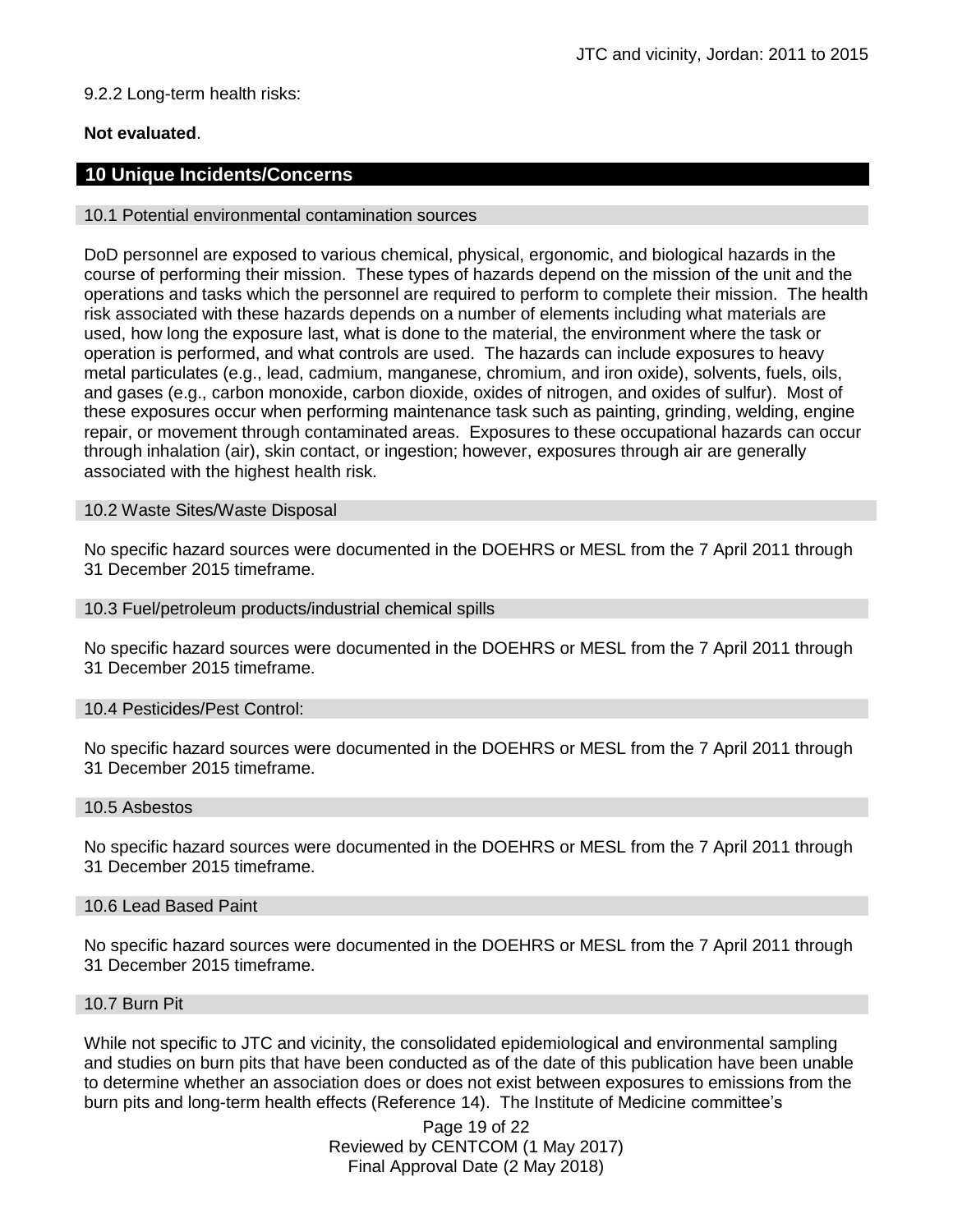9.2.2 Long-term health risks:

**Not evaluated**.

## 10 Unique Incidents/Concerns

### 10.1 Potential environmental contamination sources

DoD personnel are exposed to various chemical, physical, ergonomic, and biological hazards in the course of performing their mission. These types of hazards depend on the mission of the unit and the operations and tasks which the personnel are required to perform to complete their mission. The health risk associated with these hazards depends on a number of elements including what materials are used, how long the exposure last, what is done to the material, the environment where the task or operation is performed, and what controls are used. The hazards can include exposures to heavy metal particulates (e.g., lead, cadmium, manganese, chromium, and iron oxide), solvents, fuels, oils, and gases (e.g., carbon monoxide, carbon dioxide, oxides of nitrogen, and oxides of sulfur). Most of these exposures occur when performing maintenance task such as painting, grinding, welding, engine repair, or movement through contaminated areas. Exposures to these occupational hazards can occur through inhalation (air), skin contact, or ingestion; however, exposures through air are generally associated with the highest health risk.

### 10.2 Waste Sites/Waste Disposal

No specific hazard sources were documented in the DOEHRS or MESL from the 7 April 2011 through 31 December 2015 timeframe.

### 10.3 Fuel/petroleum products/industrial chemical spills

No specific hazard sources were documented in the DOEHRS or MESL from the 7 April 2011 through 31 December 2015 timeframe.

### 10.4 Pesticides/Pest Control:

No specific hazard sources were documented in the DOEHRS or MESL from the 7 April 2011 through 31 December 2015 timeframe.

### 10.5 Asbestos

No specific hazard sources were documented in the DOEHRS or MESL from the 7 April 2011 through 31 December 2015 timeframe.

### 10.6 Lead Based Paint

No specific hazard sources were documented in the DOEHRS or MESL from the 7 April 2011 through 31 December 2015 timeframe.

### 10.7 Burn Pit

While not specific to JTC and vicinity, the consolidated epidemiological and environmental sampling and studies on burn pits that have been conducted as of the date of this publication have been unable to determine whether an association does or does not exist between exposures to emissions from the burn pits and long-term health effects (Reference 14). The Institute of Medicine committee's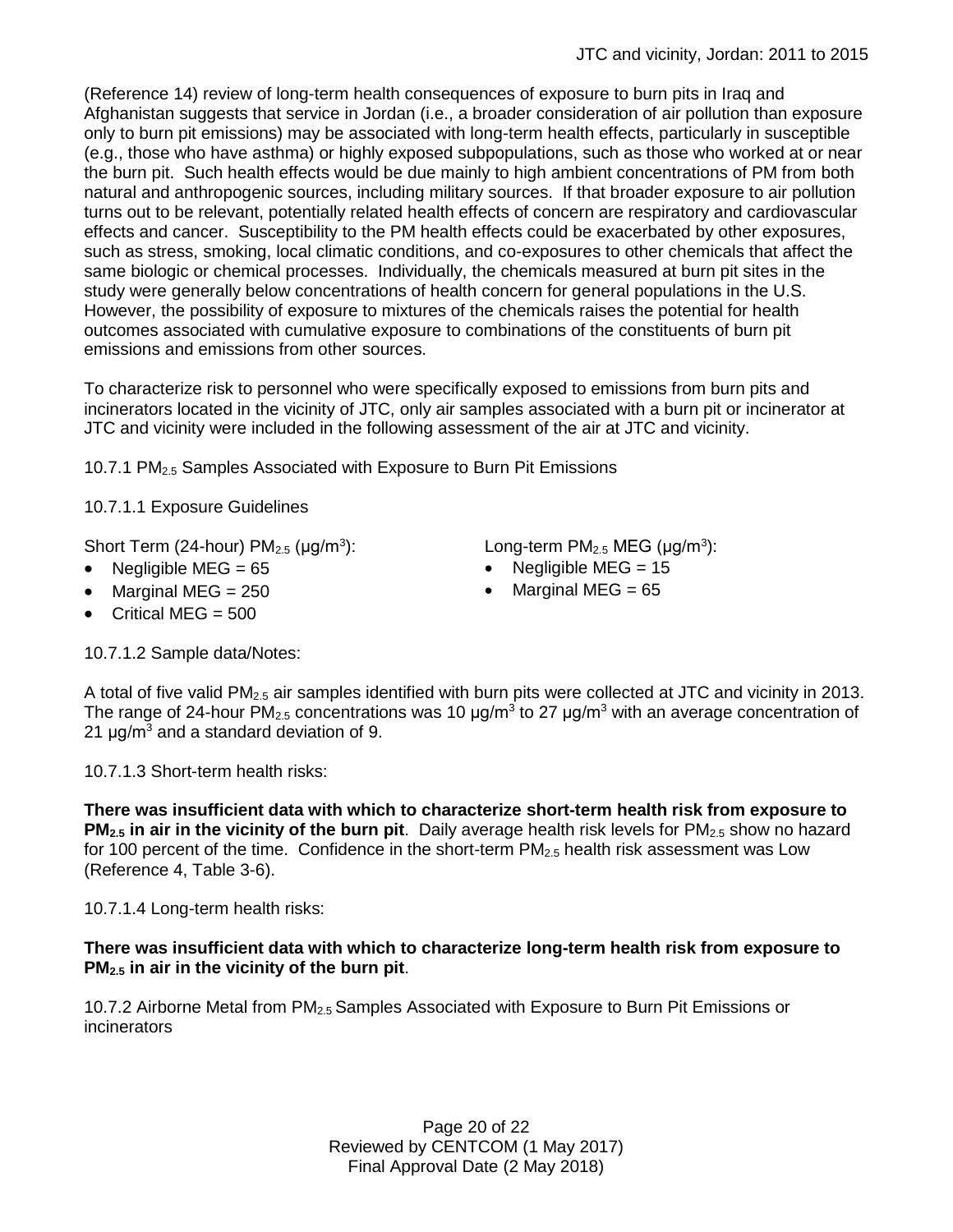(Reference 14) review of long-term health consequences of exposure to burn pits in Iraq and Afghanistan suggests that service in Jordan (i.e., a broader consideration of air pollution than exposure only to burn pit emissions) may be associated with long-term health effects, particularly in susceptible (e.g., those who have asthma) or highly exposed subpopulations, such as those who worked at or near the burn pit. Such health effects would be due mainly to high ambient concentrations of PM from both natural and anthropogenic sources, including military sources. If that broader exposure to air pollution turns out to be relevant, potentially related health effects of concern are respiratory and cardiovascular effects and cancer. Susceptibility to the PM health effects could be exacerbated by other exposures, such as stress, smoking, local climatic conditions, and co-exposures to other chemicals that affect the same biologic or chemical processes. Individually, the chemicals measured at burn pit sites in the study were generally below concentrations of health concern for general populations in the U.S. However, the possibility of exposure to mixtures of the chemicals raises the potential for health outcomes associated with cumulative exposure to combinations of the constituents of burn pit emissions and emissions from other sources.

To characterize risk to personnel who were specifically exposed to emissions from burn pits and incinerators located in the vicinity of JTC, only air samples associated with a burn pit or incinerator at JTC and vicinity were included in the following assessment of the air at JTC and vicinity.

10.7.1 $PM_{2.5}$ Samples Associated with Exposure to Burn Pit Emissions

10.7.1.1 Exposure Guidelines

Short Term (24-hour) $PM_{2.5}$ (μg/m$^3$):

- Negligible MEG = 65
- Marginal MEG = 250
- Critical MEG = 500

Long-term $PM_{2.5}$ MEG (μg/m$^3$):

- Negligible MEG = 15
- Marginal MEG = 65

10.7.1.2 Sample data/Notes:

A total of five valid $PM_{2.5}$ air samples identified with burn pits were collected at JTC and vicinity in 2013. The range of 24-hour $PM_{2.5}$ concentrations was 10 μg/m$^3$ to 27 μg/m$^3$ with an average concentration of 21 μg/m$^3$ and a standard deviation of 9.

10.7.1.3 Short-term health risks:

**There was insufficient data with which to characterize short-term health risk from exposure to $PM_{2.5}$ in air in the vicinity of the burn pit**. Daily average health risk levels for $PM_{2.5}$ show no hazard for 100 percent of the time. Confidence in the short-term $PM_{2.5}$ health risk assessment was Low (Reference 4, Table 3-6).

10.7.1.4 Long-term health risks:

**There was insufficient data with which to characterize long-term health risk from exposure to $PM_{2.5}$ in air in the vicinity of the burn pit**.

10.7.2 Airborne Metal from $PM_{2.5}$ Samples Associated with Exposure to Burn Pit Emissions or incinerators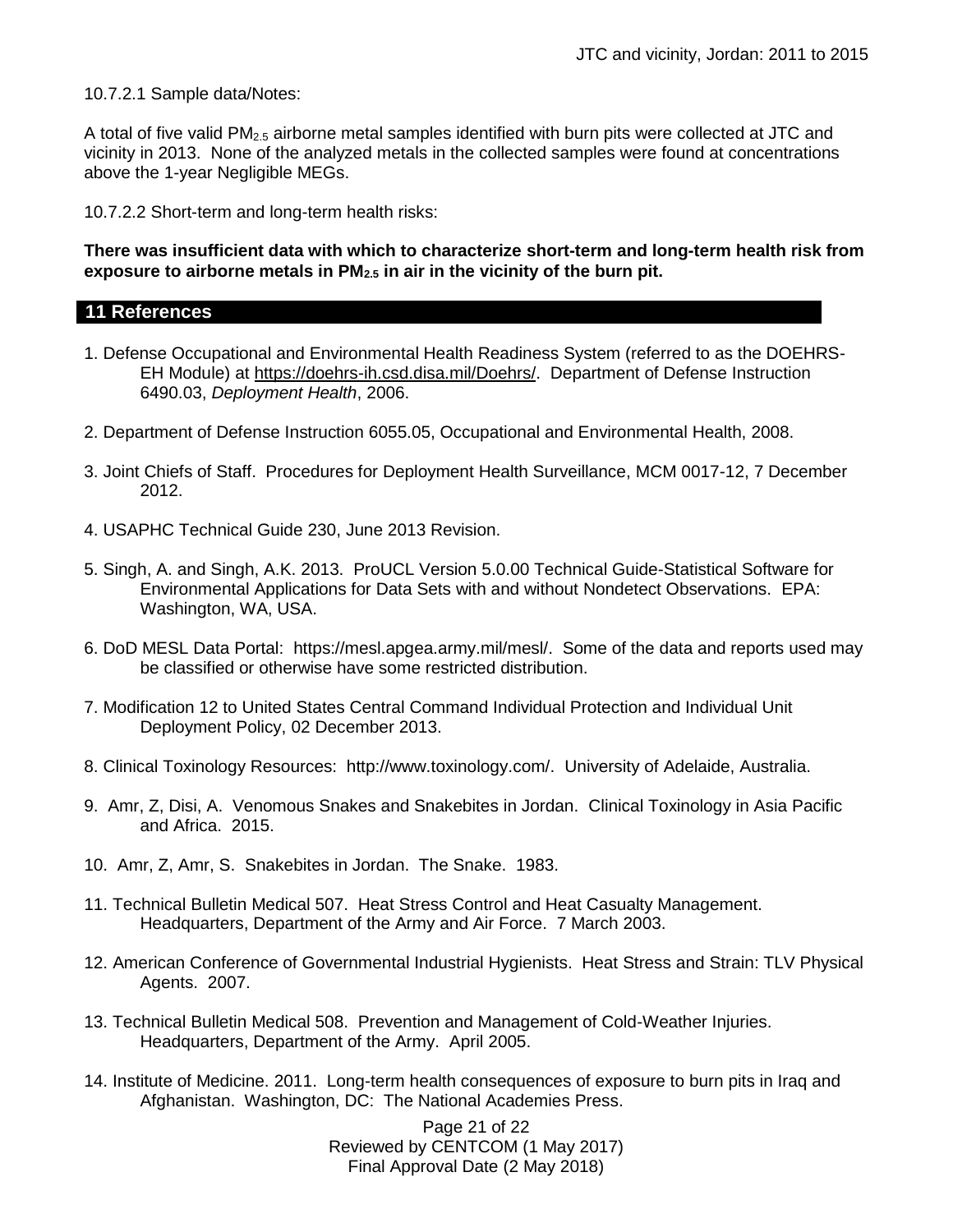10.7.2.1 Sample data/Notes:

A total of five valid $PM_{2.5}$ airborne metal samples identified with burn pits were collected at JTC and vicinity in 2013. None of the analyzed metals in the collected samples were found at concentrations above the 1-year Negligible MEGs.

10.7.2.2 Short-term and long-term health risks:

**There was insufficient data with which to characterize short-term and long-term health risk from exposure to airborne metals in $PM_{2.5}$ in air in the vicinity of the burn pit.**

## 11 References

1. Defense Occupational and Environmental Health Readiness System (referred to as the DOEHRS-EH Module) at https://doehrs-ih.csd.disa.mil/Doehrs/. Department of Defense Instruction 6490.03, *Deployment Health*, 2006.

2. Department of Defense Instruction 6055.05, Occupational and Environmental Health, 2008.

3. Joint Chiefs of Staff. Procedures for Deployment Health Surveillance, MCM 0017-12, 7 December 2012.

4. USAPHC Technical Guide 230, June 2013 Revision.

5. Singh, A. and Singh, A.K. 2013. ProUCL Version 5.0.00 Technical Guide-Statistical Software for Environmental Applications for Data Sets with and without Nondetect Observations. EPA: Washington, WA, USA.

6. DoD MESL Data Portal: https://mesl.apgea.army.mil/mesl/. Some of the data and reports used may be classified or otherwise have some restricted distribution.

7. Modification 12 to United States Central Command Individual Protection and Individual Unit Deployment Policy, 02 December 2013.

8. Clinical Toxinology Resources: http://www.toxinology.com/. University of Adelaide, Australia.

9. Amr, Z, Disi, A. Venomous Snakes and Snakebites in Jordan. Clinical Toxinology in Asia Pacific and Africa. 2015.

10. Amr, Z, Amr, S. Snakebites in Jordan. The Snake. 1983.

11. Technical Bulletin Medical 507. Heat Stress Control and Heat Casualty Management. Headquarters, Department of the Army and Air Force. 7 March 2003.

12. American Conference of Governmental Industrial Hygienists. Heat Stress and Strain: TLV Physical Agents. 2007.

13. Technical Bulletin Medical 508. Prevention and Management of Cold-Weather Injuries. Headquarters, Department of the Army. April 2005.

14. Institute of Medicine. 2011. Long-term health consequences of exposure to burn pits in Iraq and Afghanistan. Washington, DC: The National Academies Press.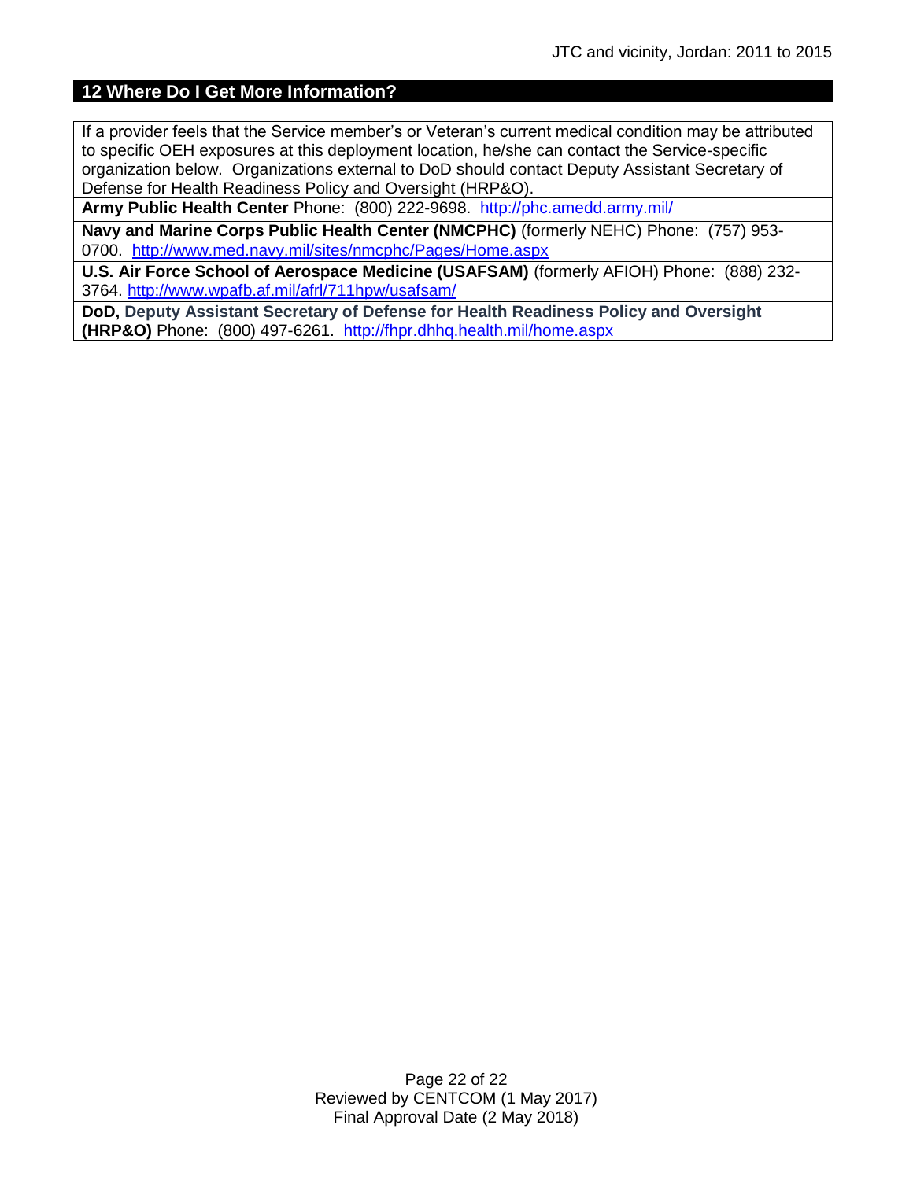## 12 Where Do I Get More Information?

If a provider feels that the Service member's or Veteran's current medical condition may be attributed to specific OEH exposures at this deployment location, he/she can contact the Service-specific organization below. Organizations external to DoD should contact Deputy Assistant Secretary of Defense for Health Readiness Policy and Oversight (HRP&O).

**Army Public Health Center** Phone: (800) 222-9698. http://phc.amedd.army.mil/

**Navy and Marine Corps Public Health Center (NMCPHC)** (formerly NEHC) Phone: (757) 953-0700. http://www.med.navy.mil/sites/nmcphc/Pages/Home.aspx

**U.S. Air Force School of Aerospace Medicine (USAFSAM)** (formerly AFIOH) Phone: (888) 232-3764. http://www.wpafb.af.mil/afrl/711hpw/usafsam/

**DoD, Deputy Assistant Secretary of Defense for Health Readiness Policy and Oversight (HRP&O)** Phone: (800) 497-6261. http://fhpr.dhhq.health.mil/home.aspx